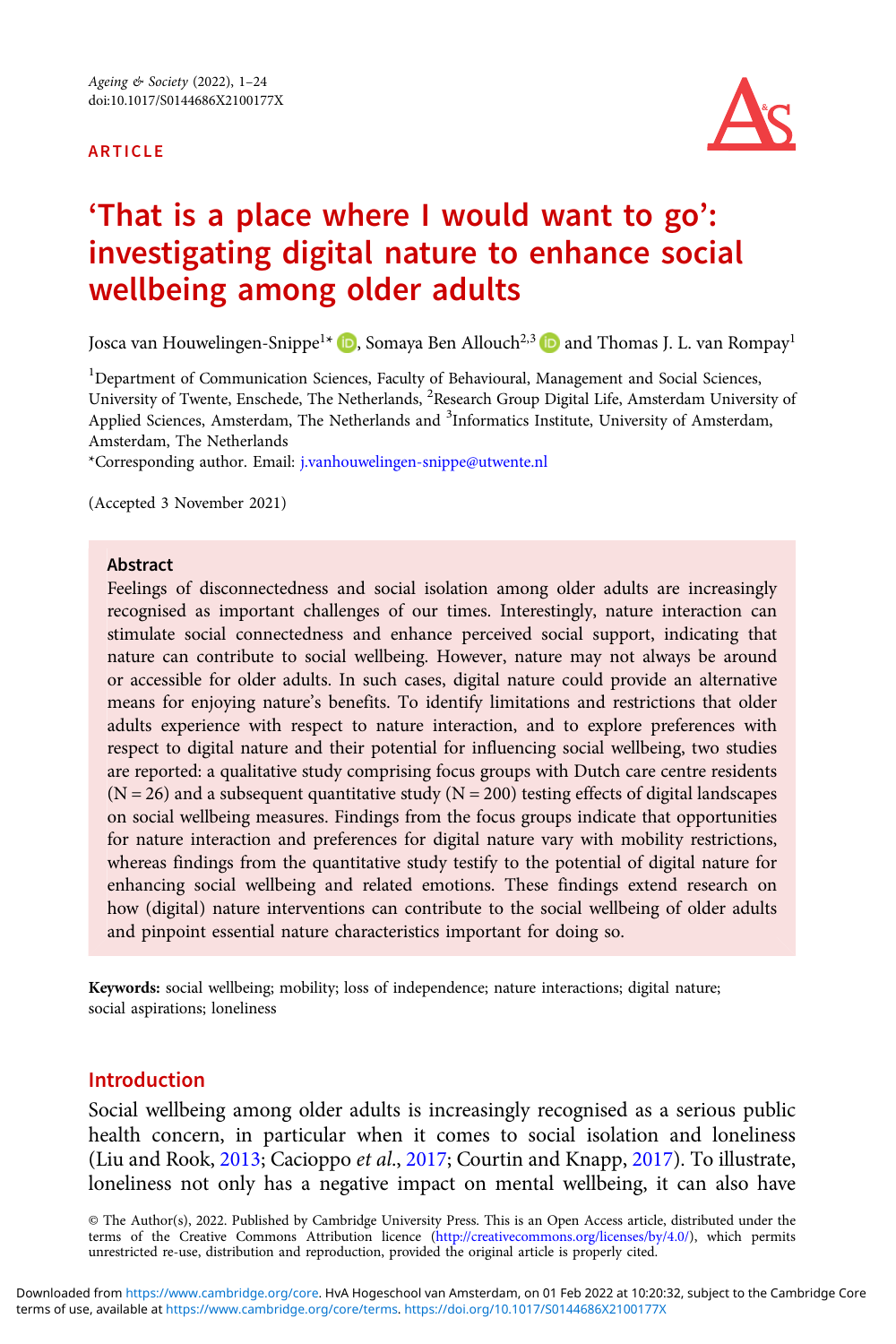ARTICLE

# 'That is a place where I would want to go': investigating digital nature to enhance social wellbeing among older adults

Josca van Houwelingen-Snippe[1]*, Somaya Ben Allouch[2,3] and Thomas J. L. van Rompay[1]

[1]Department of Communication Sciences, Faculty of Behavioural, Management and Social Sciences, University of Twente, Enschede, The Netherlands, [2]Research Group Digital Life, Amsterdam University of Applied Sciences, Amsterdam, The Netherlands and [3]Informatics Institute, University of Amsterdam, Amsterdam, The Netherlands

*Corresponding author. Email: j.vanhouwelingen-snippe@utwente.nl

(Accepted 3 November 2021)

## Abstract

Feelings of disconnectedness and social isolation among older adults are increasingly recognised as important challenges of our times. Interestingly, nature interaction can stimulate social connectedness and enhance perceived social support, indicating that nature can contribute to social wellbeing. However, nature may not always be around or accessible for older adults. In such cases, digital nature could provide an alternative means for enjoying nature's benefits. To identify limitations and restrictions that older adults experience with respect to nature interaction, and to explore preferences with respect to digital nature and their potential for influencing social wellbeing, two studies are reported: a qualitative study comprising focus groups with Dutch care centre residents (N = 26) and a subsequent quantitative study (N = 200) testing effects of digital landscapes on social wellbeing measures. Findings from the focus groups indicate that opportunities for nature interaction and preferences for digital nature vary with mobility restrictions, whereas findings from the quantitative study testify to the potential of digital nature for enhancing social wellbeing and related emotions. These findings extend research on how (digital) nature interventions can contribute to the social wellbeing of older adults and pinpoint essential nature characteristics important for doing so.

**Keywords:** social wellbeing; mobility; loss of independence; nature interactions; digital nature; social aspirations; loneliness

## Introduction

Social wellbeing among older adults is increasingly recognised as a serious public health concern, in particular when it comes to social isolation and loneliness (Liu and Rook, 2013; Cacioppo *et al.*, 2017; Courtin and Knapp, 2017). To illustrate, loneliness not only has a negative impact on mental wellbeing, it can also have

© The Author(s), 2022. Published by Cambridge University Press. This is an Open Access article, distributed under the terms of the Creative Commons Attribution licence (http://creativecommons.org/licenses/by/4.0/), which permits unrestricted re-use, distribution and reproduction, provided the original article is properly cited.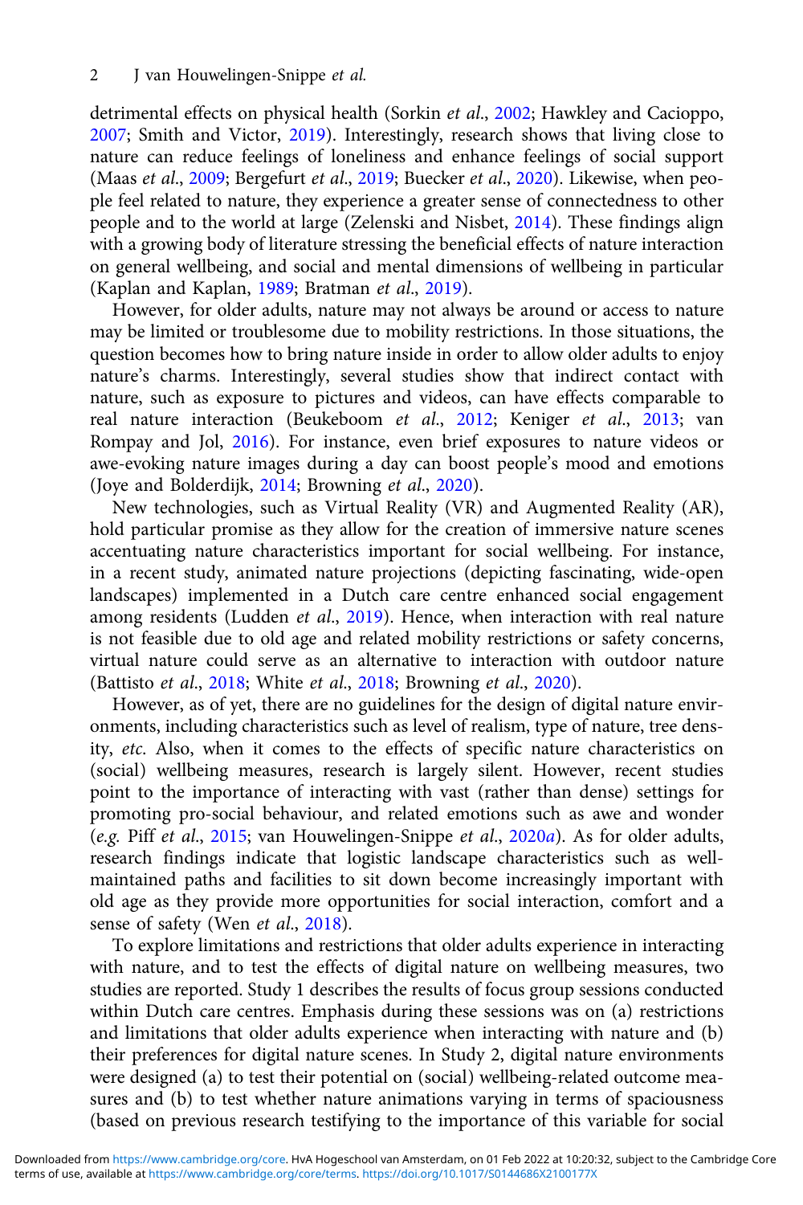detrimental effects on physical health (Sorkin *et al*., 2002; Hawkley and Cacioppo, 2007; Smith and Victor, 2019). Interestingly, research shows that living close to nature can reduce feelings of loneliness and enhance feelings of social support (Maas *et al*., 2009; Bergefurt *et al*., 2019; Buecker *et al*., 2020). Likewise, when people feel related to nature, they experience a greater sense of connectedness to other people and to the world at large (Zelenski and Nisbet, 2014). These findings align with a growing body of literature stressing the beneficial effects of nature interaction on general wellbeing, and social and mental dimensions of wellbeing in particular (Kaplan and Kaplan, 1989; Bratman *et al*., 2019).

However, for older adults, nature may not always be around or access to nature may be limited or troublesome due to mobility restrictions. In those situations, the question becomes how to bring nature inside in order to allow older adults to enjoy nature's charms. Interestingly, several studies show that indirect contact with nature, such as exposure to pictures and videos, can have effects comparable to real nature interaction (Beukeboom *et al*., 2012; Keniger *et al*., 2013; van Rompay and Jol, 2016). For instance, even brief exposures to nature videos or awe-evoking nature images during a day can boost people's mood and emotions (Joye and Bolderdijk, 2014; Browning *et al*., 2020).

New technologies, such as Virtual Reality (VR) and Augmented Reality (AR), hold particular promise as they allow for the creation of immersive nature scenes accentuating nature characteristics important for social wellbeing. For instance, in a recent study, animated nature projections (depicting fascinating, wide-open landscapes) implemented in a Dutch care centre enhanced social engagement among residents (Ludden *et al*., 2019). Hence, when interaction with real nature is not feasible due to old age and related mobility restrictions or safety concerns, virtual nature could serve as an alternative to interaction with outdoor nature (Battisto *et al*., 2018; White *et al*., 2018; Browning *et al*., 2020).

However, as of yet, there are no guidelines for the design of digital nature environments, including characteristics such as level of realism, type of nature, tree density, *etc*. Also, when it comes to the effects of specific nature characteristics on (social) wellbeing measures, research is largely silent. However, recent studies point to the importance of interacting with vast (rather than dense) settings for promoting pro-social behaviour, and related emotions such as awe and wonder (*e.g.* Piff *et al*., 2015; van Houwelingen-Snippe *et al*., 2020*a*). As for older adults, research findings indicate that logistic landscape characteristics such as well-maintained paths and facilities to sit down become increasingly important with old age as they provide more opportunities for social interaction, comfort and a sense of safety (Wen *et al*., 2018).

To explore limitations and restrictions that older adults experience in interacting with nature, and to test the effects of digital nature on wellbeing measures, two studies are reported. Study 1 describes the results of focus group sessions conducted within Dutch care centres. Emphasis during these sessions was on (a) restrictions and limitations that older adults experience when interacting with nature and (b) their preferences for digital nature scenes. In Study 2, digital nature environments were designed (a) to test their potential on (social) wellbeing-related outcome measures and (b) to test whether nature animations varying in terms of spaciousness (based on previous research testifying to the importance of this variable for social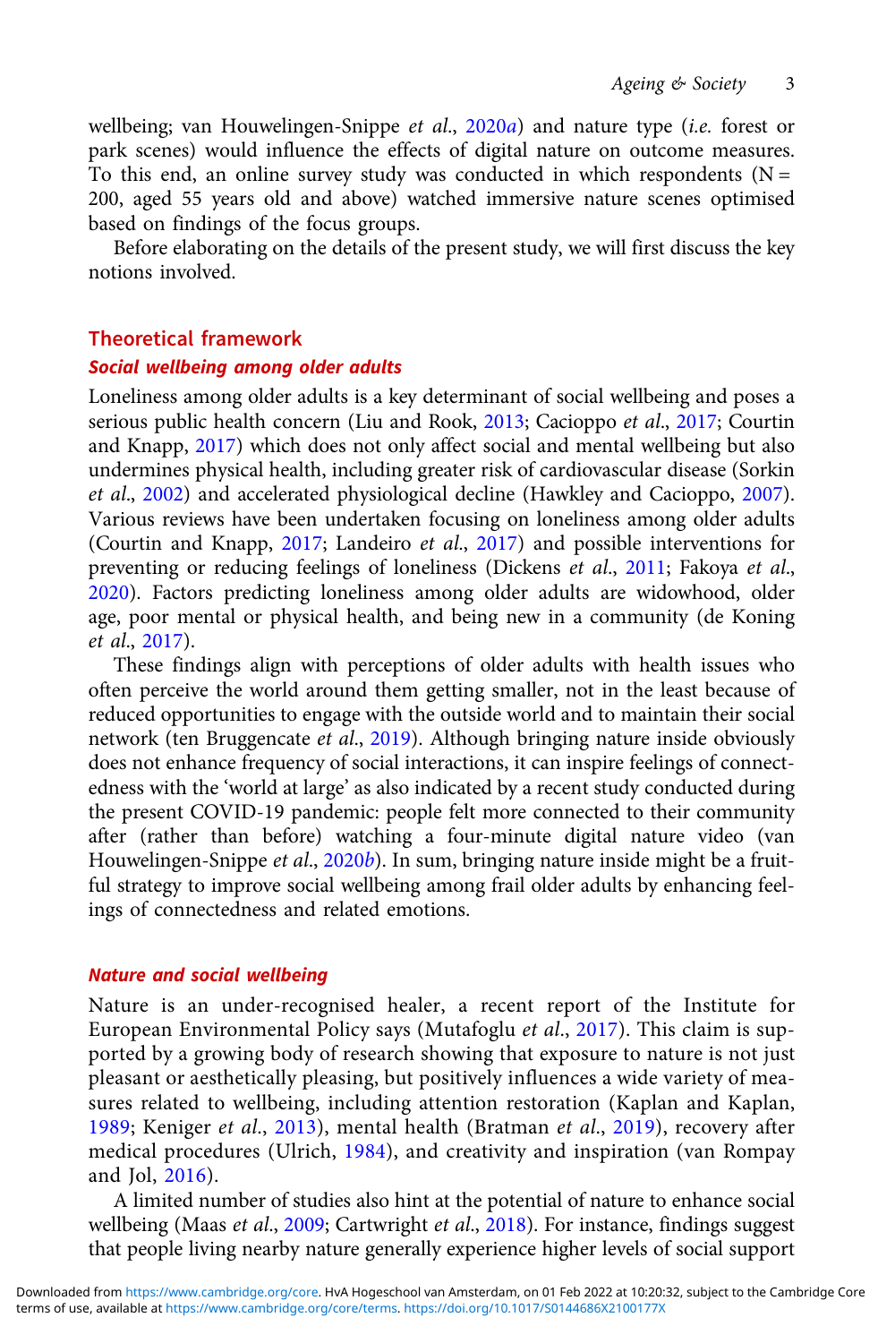wellbeing; van Houwelingen-Snippe *et al.*, 2020*a*) and nature type (*i.e.* forest or park scenes) would influence the effects of digital nature on outcome measures. To this end, an online survey study was conducted in which respondents (N = 200, aged 55 years old and above) watched immersive nature scenes optimised based on findings of the focus groups.

Before elaborating on the details of the present study, we will first discuss the key notions involved.

## Theoretical framework

### Social wellbeing among older adults

Loneliness among older adults is a key determinant of social wellbeing and poses a serious public health concern (Liu and Rook, 2013; Cacioppo *et al.*, 2017; Courtin and Knapp, 2017) which does not only affect social and mental wellbeing but also undermines physical health, including greater risk of cardiovascular disease (Sorkin *et al.*, 2002) and accelerated physiological decline (Hawkley and Cacioppo, 2007). Various reviews have been undertaken focusing on loneliness among older adults (Courtin and Knapp, 2017; Landeiro *et al.*, 2017) and possible interventions for preventing or reducing feelings of loneliness (Dickens *et al.*, 2011; Fakoya *et al.*, 2020). Factors predicting loneliness among older adults are widowhood, older age, poor mental or physical health, and being new in a community (de Koning *et al.*, 2017).

These findings align with perceptions of older adults with health issues who often perceive the world around them getting smaller, not in the least because of reduced opportunities to engage with the outside world and to maintain their social network (ten Bruggencate *et al.*, 2019). Although bringing nature inside obviously does not enhance frequency of social interactions, it can inspire feelings of connectedness with the 'world at large' as also indicated by a recent study conducted during the present COVID-19 pandemic: people felt more connected to their community after (rather than before) watching a four-minute digital nature video (van Houwelingen-Snippe *et al.*, 2020*b*). In sum, bringing nature inside might be a fruitful strategy to improve social wellbeing among frail older adults by enhancing feelings of connectedness and related emotions.

### Nature and social wellbeing

Nature is an under-recognised healer, a recent report of the Institute for European Environmental Policy says (Mutafoglu *et al.*, 2017). This claim is supported by a growing body of research showing that exposure to nature is not just pleasant or aesthetically pleasing, but positively influences a wide variety of measures related to wellbeing, including attention restoration (Kaplan and Kaplan, 1989; Keniger *et al.*, 2013), mental health (Bratman *et al.*, 2019), recovery after medical procedures (Ulrich, 1984), and creativity and inspiration (van Rompay and Jol, 2016).

A limited number of studies also hint at the potential of nature to enhance social wellbeing (Maas *et al.*, 2009; Cartwright *et al.*, 2018). For instance, findings suggest that people living nearby nature generally experience higher levels of social support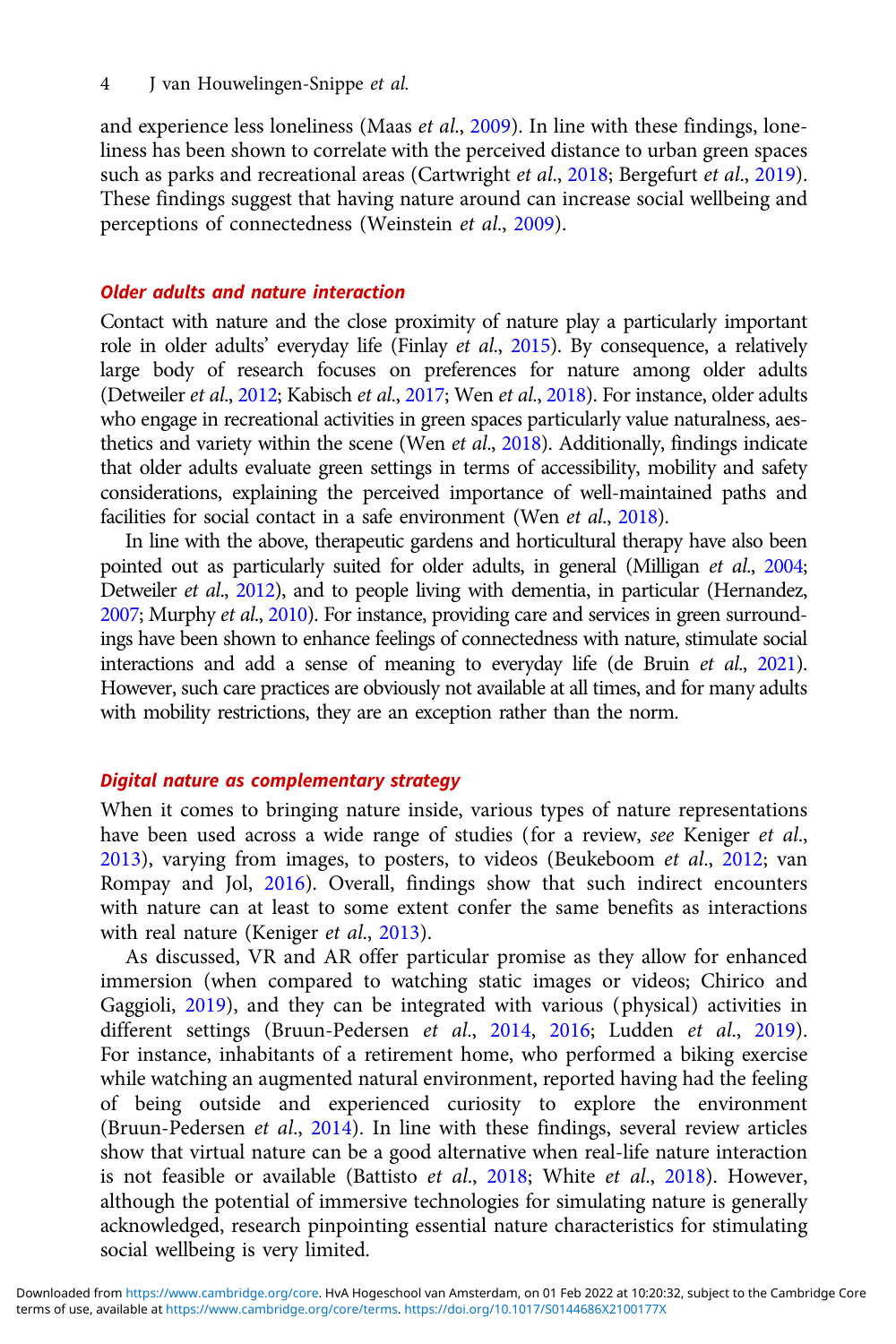and experience less loneliness (Maas *et al.*, 2009). In line with these findings, loneliness has been shown to correlate with the perceived distance to urban green spaces such as parks and recreational areas (Cartwright *et al.*, 2018; Bergefurt *et al.*, 2019). These findings suggest that having nature around can increase social wellbeing and perceptions of connectedness (Weinstein *et al.*, 2009).

### Older adults and nature interaction

Contact with nature and the close proximity of nature play a particularly important role in older adults' everyday life (Finlay *et al.*, 2015). By consequence, a relatively large body of research focuses on preferences for nature among older adults (Detweiler *et al.*, 2012; Kabisch *et al.*, 2017; Wen *et al.*, 2018). For instance, older adults who engage in recreational activities in green spaces particularly value naturalness, aesthetics and variety within the scene (Wen *et al.*, 2018). Additionally, findings indicate that older adults evaluate green settings in terms of accessibility, mobility and safety considerations, explaining the perceived importance of well-maintained paths and facilities for social contact in a safe environment (Wen *et al.*, 2018).

In line with the above, therapeutic gardens and horticultural therapy have also been pointed out as particularly suited for older adults, in general (Milligan *et al.*, 2004; Detweiler *et al.*, 2012), and to people living with dementia, in particular (Hernandez, 2007; Murphy *et al.*, 2010). For instance, providing care and services in green surroundings have been shown to enhance feelings of connectedness with nature, stimulate social interactions and add a sense of meaning to everyday life (de Bruin *et al.*, 2021). However, such care practices are obviously not available at all times, and for many adults with mobility restrictions, they are an exception rather than the norm.

### Digital nature as complementary strategy

When it comes to bringing nature inside, various types of nature representations have been used across a wide range of studies (for a review, *see* Keniger *et al.*, 2013), varying from images, to posters, to videos (Beukeboom *et al.*, 2012; van Rompay and Jol, 2016). Overall, findings show that such indirect encounters with nature can at least to some extent confer the same benefits as interactions with real nature (Keniger *et al.*, 2013).

As discussed, VR and AR offer particular promise as they allow for enhanced immersion (when compared to watching static images or videos; Chirico and Gaggioli, 2019), and they can be integrated with various (physical) activities in different settings (Bruun-Pedersen *et al.*, 2014, 2016; Ludden *et al.*, 2019). For instance, inhabitants of a retirement home, who performed a biking exercise while watching an augmented natural environment, reported having had the feeling of being outside and experienced curiosity to explore the environment (Bruun-Pedersen *et al.*, 2014). In line with these findings, several review articles show that virtual nature can be a good alternative when real-life nature interaction is not feasible or available (Battisto *et al.*, 2018; White *et al.*, 2018). However, although the potential of immersive technologies for simulating nature is generally acknowledged, research pinpointing essential nature characteristics for stimulating social wellbeing is very limited.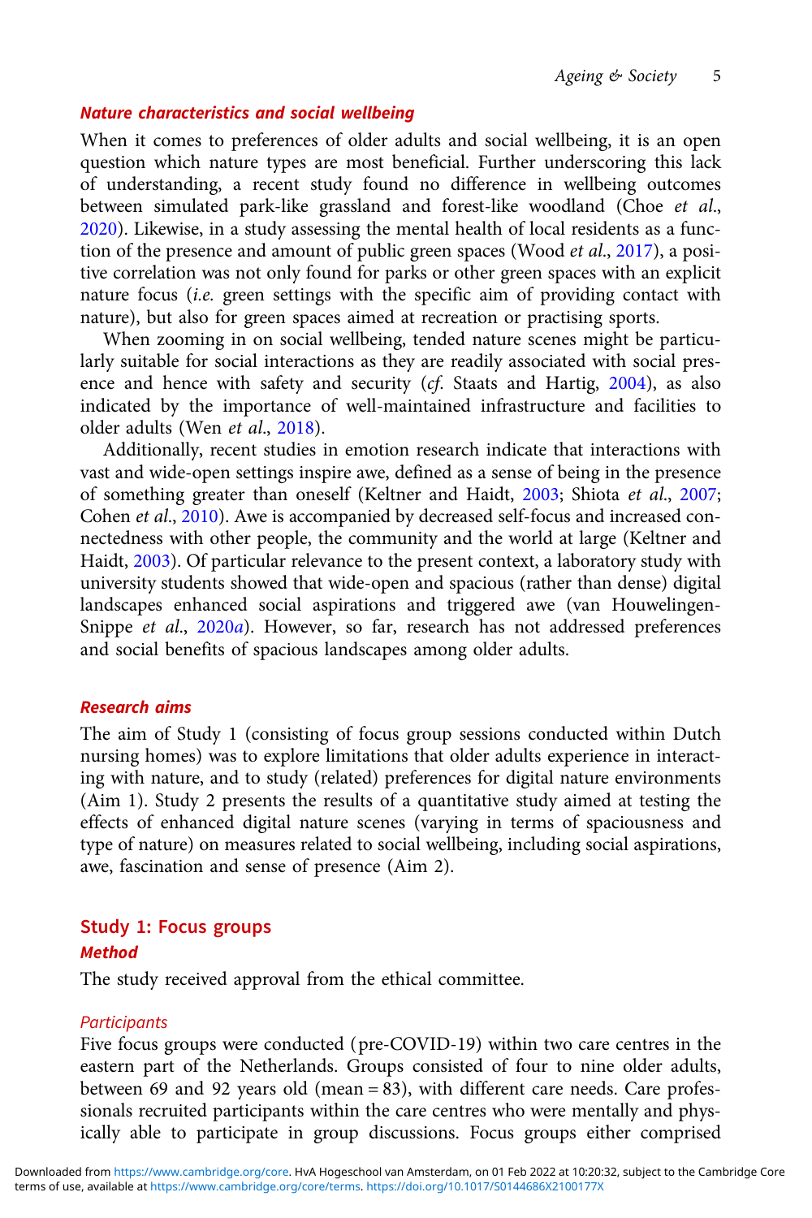### *Nature characteristics and social wellbeing*

When it comes to preferences of older adults and social wellbeing, it is an open question which nature types are most beneficial. Further underscoring this lack of understanding, a recent study found no difference in wellbeing outcomes between simulated park-like grassland and forest-like woodland (Choe *et al*., 2020). Likewise, in a study assessing the mental health of local residents as a function of the presence and amount of public green spaces (Wood *et al*., 2017), a positive correlation was not only found for parks or other green spaces with an explicit nature focus (*i.e.* green settings with the specific aim of providing contact with nature), but also for green spaces aimed at recreation or practising sports.

When zooming in on social wellbeing, tended nature scenes might be particularly suitable for social interactions as they are readily associated with social presence and hence with safety and security (*cf*. Staats and Hartig, 2004), as also indicated by the importance of well-maintained infrastructure and facilities to older adults (Wen *et al*., 2018).

Additionally, recent studies in emotion research indicate that interactions with vast and wide-open settings inspire awe, defined as a sense of being in the presence of something greater than oneself (Keltner and Haidt, 2003; Shiota *et al*., 2007; Cohen *et al*., 2010). Awe is accompanied by decreased self-focus and increased connectedness with other people, the community and the world at large (Keltner and Haidt, 2003). Of particular relevance to the present context, a laboratory study with university students showed that wide-open and spacious (rather than dense) digital landscapes enhanced social aspirations and triggered awe (van Houwelingen-Snippe *et al*., 2020*a*). However, so far, research has not addressed preferences and social benefits of spacious landscapes among older adults.

### *Research aims*

The aim of Study 1 (consisting of focus group sessions conducted within Dutch nursing homes) was to explore limitations that older adults experience in interacting with nature, and to study (related) preferences for digital nature environments (Aim 1). Study 2 presents the results of a quantitative study aimed at testing the effects of enhanced digital nature scenes (varying in terms of spaciousness and type of nature) on measures related to social wellbeing, including social aspirations, awe, fascination and sense of presence (Aim 2).

## Study 1: Focus groups

### *Method*

The study received approval from the ethical committee.

#### *Participants*

Five focus groups were conducted (pre-COVID-19) within two care centres in the eastern part of the Netherlands. Groups consisted of four to nine older adults, between 69 and 92 years old (mean = 83), with different care needs. Care professionals recruited participants within the care centres who were mentally and physically able to participate in group discussions. Focus groups either comprised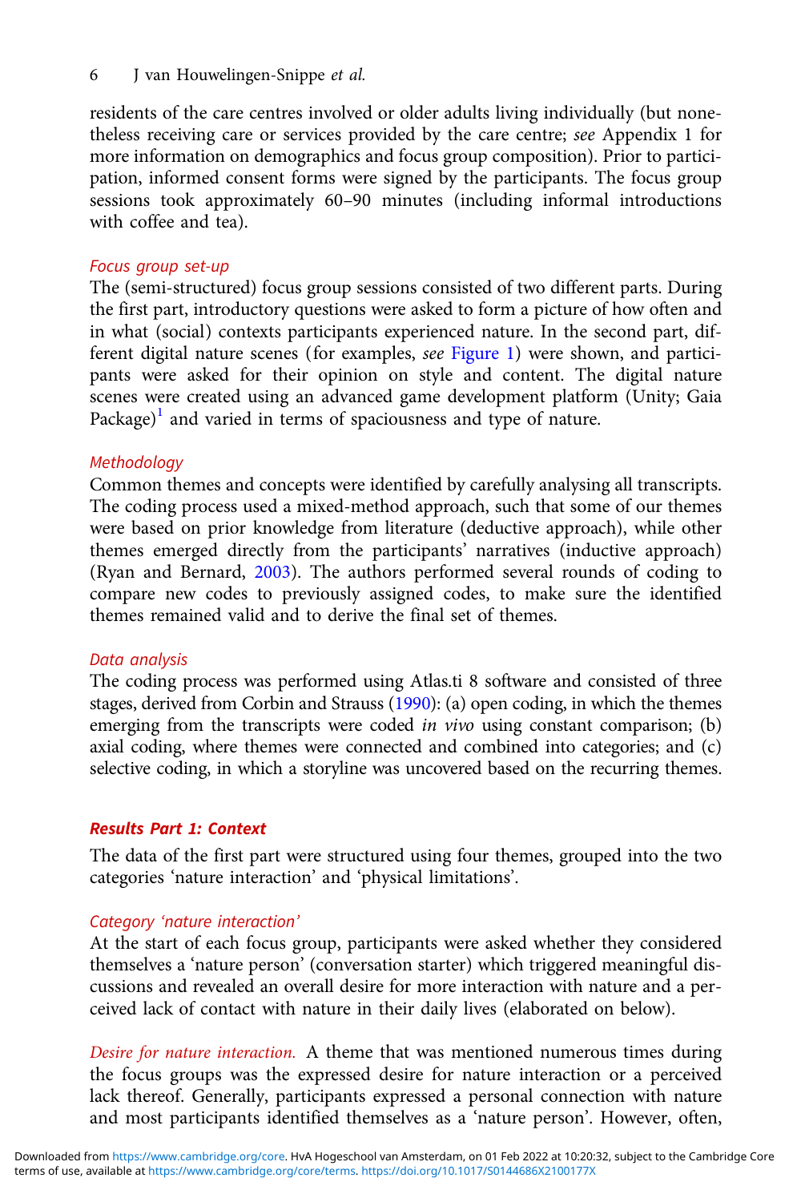residents of the care centres involved or older adults living individually (but nonetheless receiving care or services provided by the care centre; *see* Appendix 1 for more information on demographics and focus group composition). Prior to participation, informed consent forms were signed by the participants. The focus group sessions took approximately 60–90 minutes (including informal introductions with coffee and tea).

### *Focus group set-up*

The (semi-structured) focus group sessions consisted of two different parts. During the first part, introductory questions were asked to form a picture of how often and in what (social) contexts participants experienced nature. In the second part, different digital nature scenes (for examples, *see* Figure 1) were shown, and participants were asked for their opinion on style and content. The digital nature scenes were created using an advanced game development platform (Unity; Gaia Package)[1] and varied in terms of spaciousness and type of nature.

### *Methodology*

Common themes and concepts were identified by carefully analysing all transcripts. The coding process used a mixed-method approach, such that some of our themes were based on prior knowledge from literature (deductive approach), while other themes emerged directly from the participants' narratives (inductive approach) (Ryan and Bernard, 2003). The authors performed several rounds of coding to compare new codes to previously assigned codes, to make sure the identified themes remained valid and to derive the final set of themes.

### *Data analysis*

The coding process was performed using Atlas.ti 8 software and consisted of three stages, derived from Corbin and Strauss (1990): (a) open coding, in which the themes emerging from the transcripts were coded *in vivo* using constant comparison; (b) axial coding, where themes were connected and combined into categories; and (c) selective coding, in which a storyline was uncovered based on the recurring themes.

## ***Results Part 1: Context***

The data of the first part were structured using four themes, grouped into the two categories 'nature interaction' and 'physical limitations'.

### *Category 'nature interaction'*

At the start of each focus group, participants were asked whether they considered themselves a 'nature person' (conversation starter) which triggered meaningful discussions and revealed an overall desire for more interaction with nature and a perceived lack of contact with nature in their daily lives (elaborated on below).

*Desire for nature interaction.* A theme that was mentioned numerous times during the focus groups was the expressed desire for nature interaction or a perceived lack thereof. Generally, participants expressed a personal connection with nature and most participants identified themselves as a 'nature person'. However, often,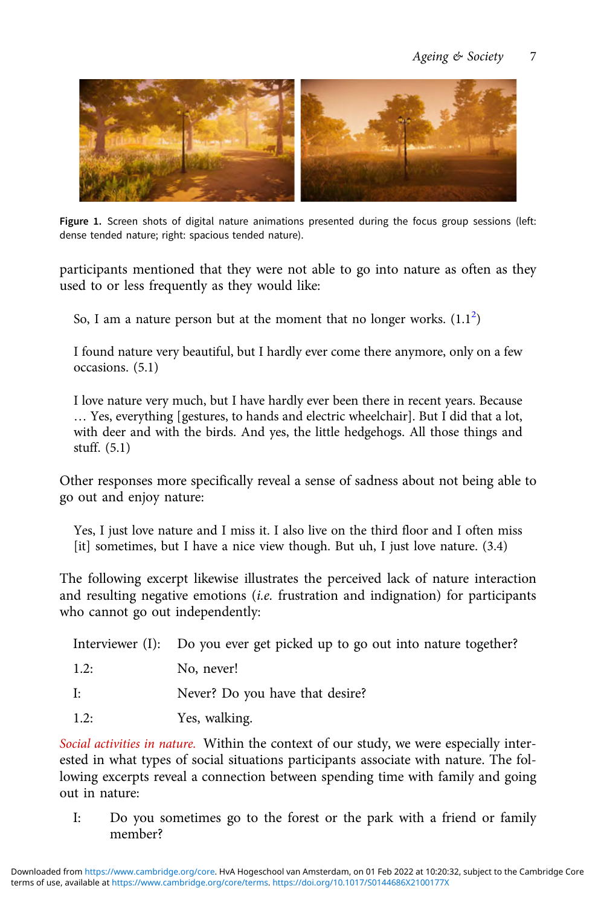Figure 1. Screen shots of digital nature animations presented during the focus group sessions (left: dense tended nature; right: spacious tended nature).

participants mentioned that they were not able to go into nature as often as they used to or less frequently as they would like:

> So, I am a nature person but at the moment that no longer works. (1.1[2])

> I found nature very beautiful, but I hardly ever come there anymore, only on a few occasions. (5.1)

> I love nature very much, but I have hardly ever been there in recent years. Because … Yes, everything [gestures, to hands and electric wheelchair]. But I did that a lot, with deer and with the birds. And yes, the little hedgehogs. All those things and stuff. (5.1)

Other responses more specifically reveal a sense of sadness about not being able to go out and enjoy nature:

> Yes, I just love nature and I miss it. I also live on the third floor and I often miss [it] sometimes, but I have a nice view though. But uh, I just love nature. (3.4)

The following excerpt likewise illustrates the perceived lack of nature interaction and resulting negative emotions (*i.e.* frustration and indignation) for participants who cannot go out independently:

> Interviewer (I): Do you ever get picked up to go out into nature together?
>
> 1.2: No, never!
>
> I: Never? Do you have that desire?
>
> 1.2: Yes, walking.

*Social activities in nature.* Within the context of our study, we were especially interested in what types of social situations participants associate with nature. The following excerpts reveal a connection between spending time with family and going out in nature:

> I: Do you sometimes go to the forest or the park with a friend or family member?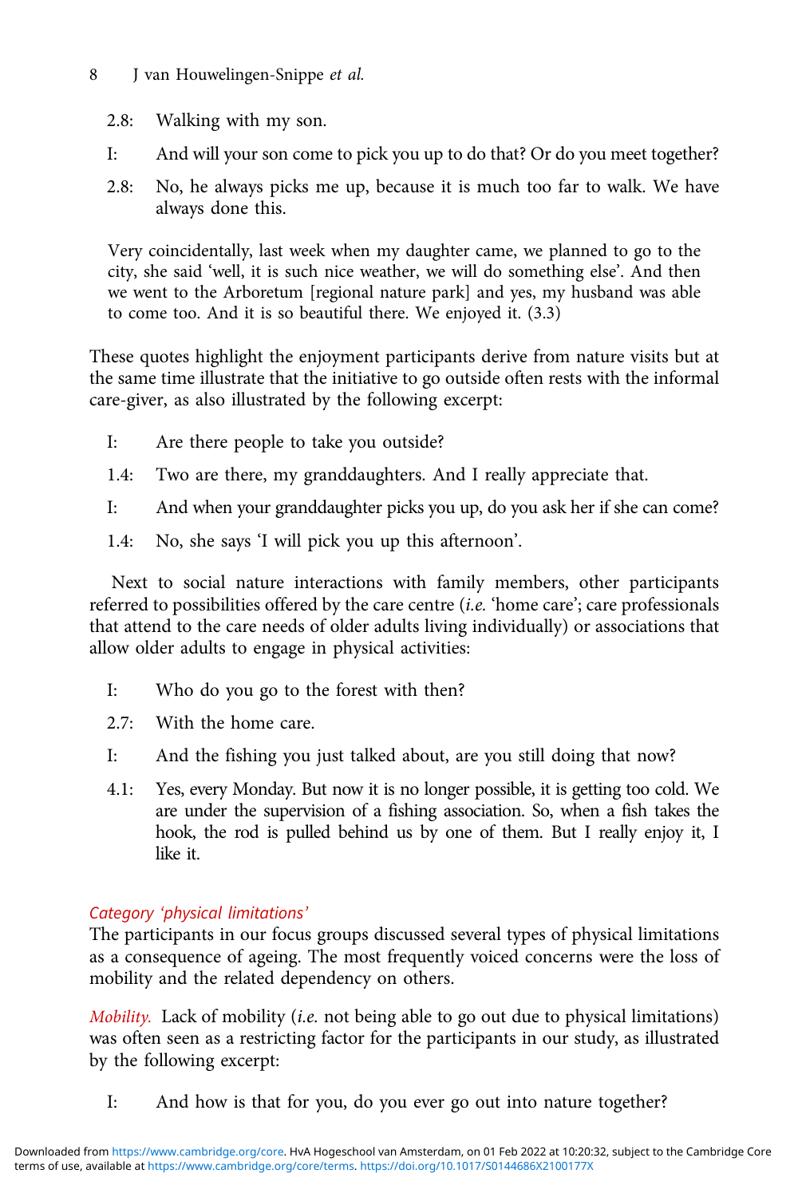2.8: Walking with my son.

I: And will your son come to pick you up to do that? Or do you meet together?

2.8: No, he always picks me up, because it is much too far to walk. We have always done this.

> Very coincidentally, last week when my daughter came, we planned to go to the city, she said 'well, it is such nice weather, we will do something else'. And then we went to the Arboretum [regional nature park] and yes, my husband was able to come too. And it is so beautiful there. We enjoyed it. (3.3)

These quotes highlight the enjoyment participants derive from nature visits but at the same time illustrate that the initiative to go outside often rests with the informal care-giver, as also illustrated by the following excerpt:

I: Are there people to take you outside?

1.4: Two are there, my granddaughters. And I really appreciate that.

I: And when your granddaughter picks you up, do you ask her if she can come?

1.4: No, she says 'I will pick you up this afternoon'.

Next to social nature interactions with family members, other participants referred to possibilities offered by the care centre (*i.e.* 'home care'; care professionals that attend to the care needs of older adults living individually) or associations that allow older adults to engage in physical activities:

I: Who do you go to the forest with then?

2.7: With the home care.

I: And the fishing you just talked about, are you still doing that now?

4.1: Yes, every Monday. But now it is no longer possible, it is getting too cold. We are under the supervision of a fishing association. So, when a fish takes the hook, the rod is pulled behind us by one of them. But I really enjoy it, I like it.

#### *Category 'physical limitations'*

The participants in our focus groups discussed several types of physical limitations as a consequence of ageing. The most frequently voiced concerns were the loss of mobility and the related dependency on others.

*Mobility.* Lack of mobility (*i.e.* not being able to go out due to physical limitations) was often seen as a restricting factor for the participants in our study, as illustrated by the following excerpt:

I: And how is that for you, do you ever go out into nature together?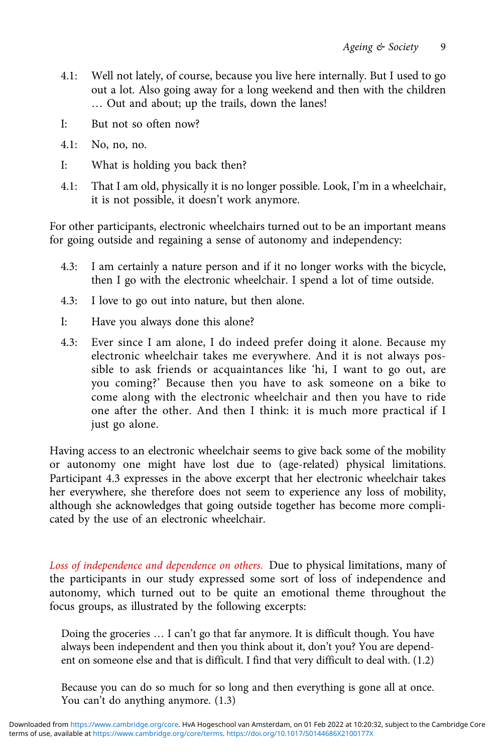4.1: Well not lately, of course, because you live here internally. But I used to go out a lot. Also going away for a long weekend and then with the children … Out and about; up the trails, down the lanes!

I: But not so often now?

4.1: No, no, no.

I: What is holding you back then?

4.1: That I am old, physically it is no longer possible. Look, I'm in a wheelchair, it is not possible, it doesn't work anymore.

For other participants, electronic wheelchairs turned out to be an important means for going outside and regaining a sense of autonomy and independency:

4.3: I am certainly a nature person and if it no longer works with the bicycle, then I go with the electronic wheelchair. I spend a lot of time outside.

4.3: I love to go out into nature, but then alone.

I: Have you always done this alone?

4.3: Ever since I am alone, I do indeed prefer doing it alone. Because my electronic wheelchair takes me everywhere. And it is not always possible to ask friends or acquaintances like 'hi, I want to go out, are you coming?' Because then you have to ask someone on a bike to come along with the electronic wheelchair and then you have to ride one after the other. And then I think: it is much more practical if I just go alone.

Having access to an electronic wheelchair seems to give back some of the mobility or autonomy one might have lost due to (age-related) physical limitations. Participant 4.3 expresses in the above excerpt that her electronic wheelchair takes her everywhere, she therefore does not seem to experience any loss of mobility, although she acknowledges that going outside together has become more complicated by the use of an electronic wheelchair.

*Loss of independence and dependence on others.* Due to physical limitations, many of the participants in our study expressed some sort of loss of independence and autonomy, which turned out to be quite an emotional theme throughout the focus groups, as illustrated by the following excerpts:

> Doing the groceries … I can't go that far anymore. It is difficult though. You have always been independent and then you think about it, don't you? You are dependent on someone else and that is difficult. I find that very difficult to deal with. (1.2)

> Because you can do so much for so long and then everything is gone all at once. You can't do anything anymore. (1.3)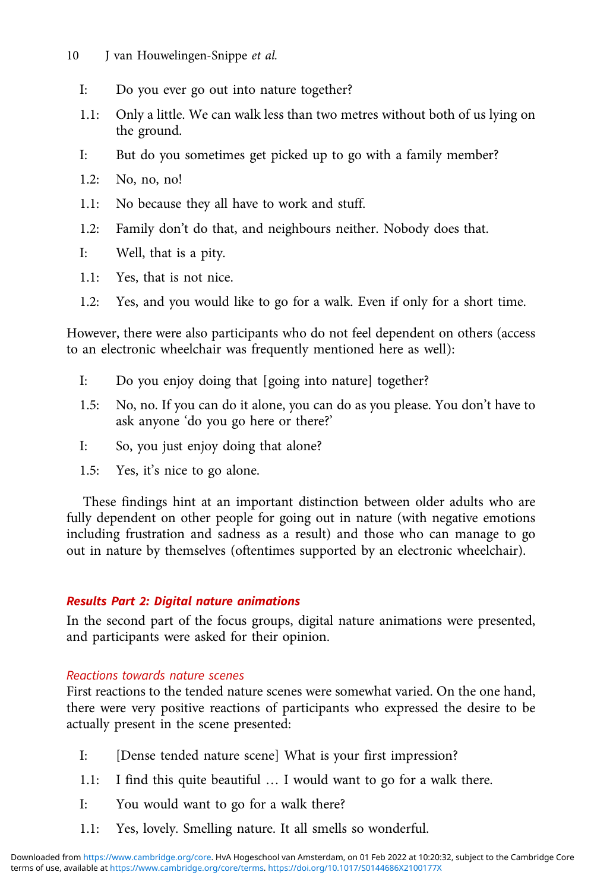I: Do you ever go out into nature together?

1.1: Only a little. We can walk less than two metres without both of us lying on the ground.

I: But do you sometimes get picked up to go with a family member?

1.2: No, no, no!

1.1: No because they all have to work and stuff.

1.2: Family don't do that, and neighbours neither. Nobody does that.

I: Well, that is a pity.

1.1: Yes, that is not nice.

1.2: Yes, and you would like to go for a walk. Even if only for a short time.

However, there were also participants who do not feel dependent on others (access to an electronic wheelchair was frequently mentioned here as well):

I: Do you enjoy doing that [going into nature] together?

1.5: No, no. If you can do it alone, you can do as you please. You don't have to ask anyone 'do you go here or there?'

I: So, you just enjoy doing that alone?

1.5: Yes, it's nice to go alone.

These findings hint at an important distinction between older adults who are fully dependent on other people for going out in nature (with negative emotions including frustration and sadness as a result) and those who can manage to go out in nature by themselves (oftentimes supported by an electronic wheelchair).

## Results Part 2: Digital nature animations

In the second part of the focus groups, digital nature animations were presented, and participants were asked for their opinion.

### Reactions towards nature scenes

First reactions to the tended nature scenes were somewhat varied. On the one hand, there were very positive reactions of participants who expressed the desire to be actually present in the scene presented:

I: [Dense tended nature scene] What is your first impression?

1.1: I find this quite beautiful … I would want to go for a walk there.

I: You would want to go for a walk there?

1.1: Yes, lovely. Smelling nature. It all smells so wonderful.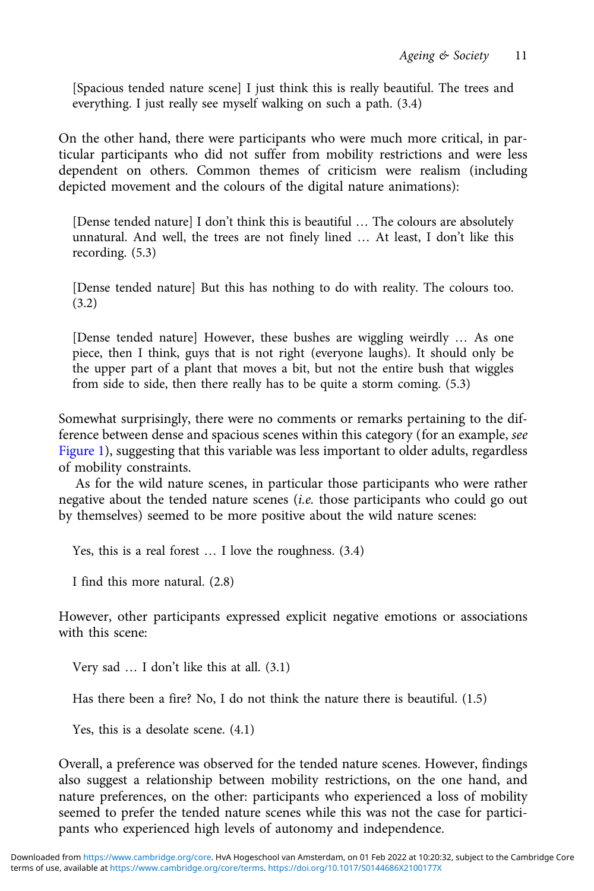> [Spacious tended nature scene] I just think this is really beautiful. The trees and everything. I just really see myself walking on such a path. (3.4)

On the other hand, there were participants who were much more critical, in particular participants who did not suffer from mobility restrictions and were less dependent on others. Common themes of criticism were realism (including depicted movement and the colours of the digital nature animations):

> [Dense tended nature] I don't think this is beautiful … The colours are absolutely unnatural. And well, the trees are not finely lined … At least, I don't like this recording. (5.3)

> [Dense tended nature] But this has nothing to do with reality. The colours too. (3.2)

> [Dense tended nature] However, these bushes are wiggling weirdly … As one piece, then I think, guys that is not right (everyone laughs). It should only be the upper part of a plant that moves a bit, but not the entire bush that wiggles from side to side, then there really has to be quite a storm coming. (5.3)

Somewhat surprisingly, there were no comments or remarks pertaining to the difference between dense and spacious scenes within this category (for an example, *see* Figure 1), suggesting that this variable was less important to older adults, regardless of mobility constraints.

As for the wild nature scenes, in particular those participants who were rather negative about the tended nature scenes (*i.e.* those participants who could go out by themselves) seemed to be more positive about the wild nature scenes:

> Yes, this is a real forest … I love the roughness. (3.4)

> I find this more natural. (2.8)

However, other participants expressed explicit negative emotions or associations with this scene:

> Very sad … I don't like this at all. (3.1)

> Has there been a fire? No, I do not think the nature there is beautiful. (1.5)

> Yes, this is a desolate scene. (4.1)

Overall, a preference was observed for the tended nature scenes. However, findings also suggest a relationship between mobility restrictions, on the one hand, and nature preferences, on the other: participants who experienced a loss of mobility seemed to prefer the tended nature scenes while this was not the case for participants who experienced high levels of autonomy and independence.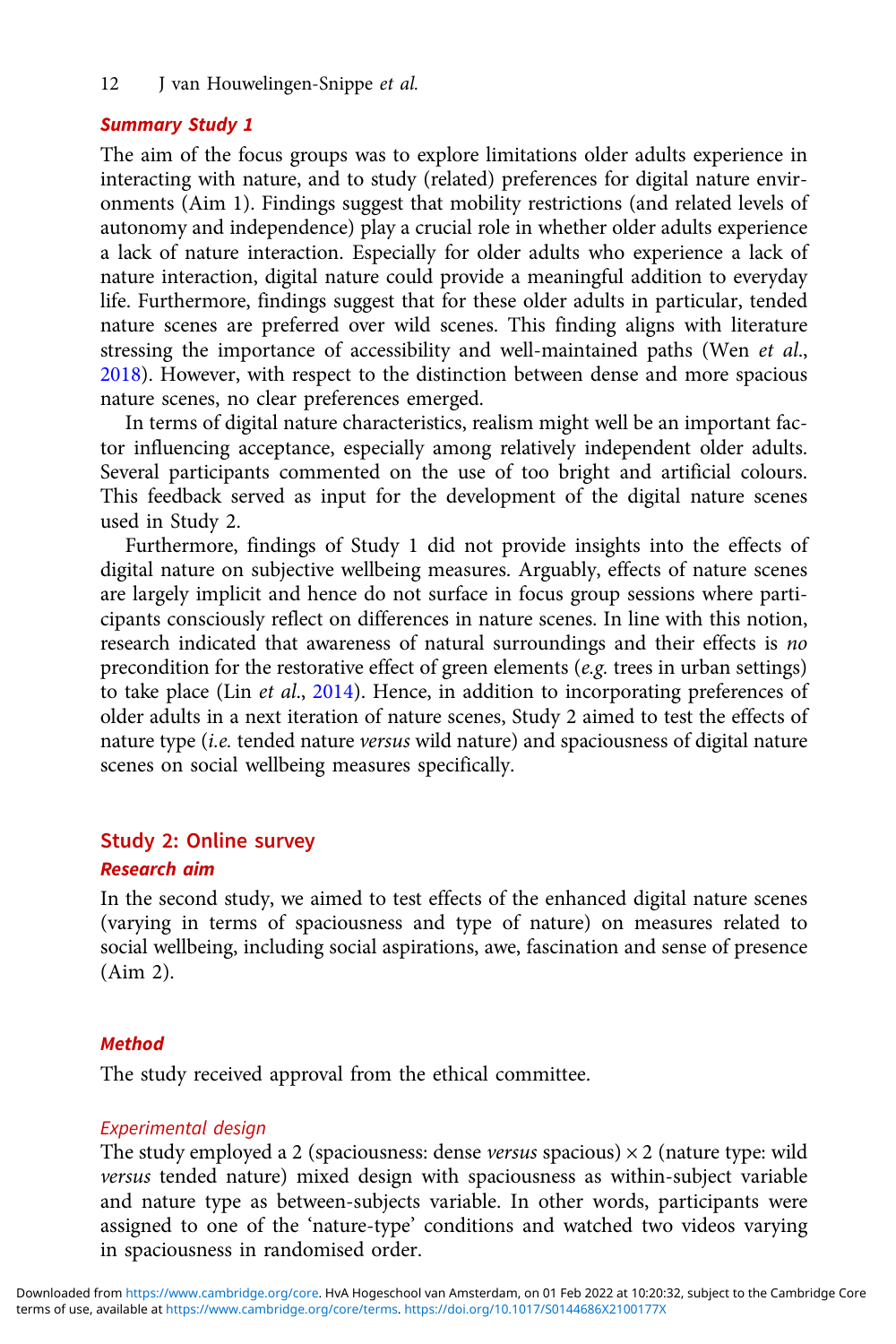### *Summary Study 1*

The aim of the focus groups was to explore limitations older adults experience in interacting with nature, and to study (related) preferences for digital nature environments (Aim 1). Findings suggest that mobility restrictions (and related levels of autonomy and independence) play a crucial role in whether older adults experience a lack of nature interaction. Especially for older adults who experience a lack of nature interaction, digital nature could provide a meaningful addition to everyday life. Furthermore, findings suggest that for these older adults in particular, tended nature scenes are preferred over wild scenes. This finding aligns with literature stressing the importance of accessibility and well-maintained paths (Wen *et al*., 2018). However, with respect to the distinction between dense and more spacious nature scenes, no clear preferences emerged.

In terms of digital nature characteristics, realism might well be an important factor influencing acceptance, especially among relatively independent older adults. Several participants commented on the use of too bright and artificial colours. This feedback served as input for the development of the digital nature scenes used in Study 2.

Furthermore, findings of Study 1 did not provide insights into the effects of digital nature on subjective wellbeing measures. Arguably, effects of nature scenes are largely implicit and hence do not surface in focus group sessions where participants consciously reflect on differences in nature scenes. In line with this notion, research indicated that awareness of natural surroundings and their effects is *no* precondition for the restorative effect of green elements (*e.g.* trees in urban settings) to take place (Lin *et al*., 2014). Hence, in addition to incorporating preferences of older adults in a next iteration of nature scenes, Study 2 aimed to test the effects of nature type (*i.e.* tended nature *versus* wild nature) and spaciousness of digital nature scenes on social wellbeing measures specifically.

## Study 2: Online survey

### *Research aim*

In the second study, we aimed to test effects of the enhanced digital nature scenes (varying in terms of spaciousness and type of nature) on measures related to social wellbeing, including social aspirations, awe, fascination and sense of presence (Aim 2).

### *Method*

The study received approval from the ethical committee.

#### *Experimental design*

The study employed a 2 (spaciousness: dense *versus* spacious) × 2 (nature type: wild *versus* tended nature) mixed design with spaciousness as within-subject variable and nature type as between-subjects variable. In other words, participants were assigned to one of the 'nature-type' conditions and watched two videos varying in spaciousness in randomised order.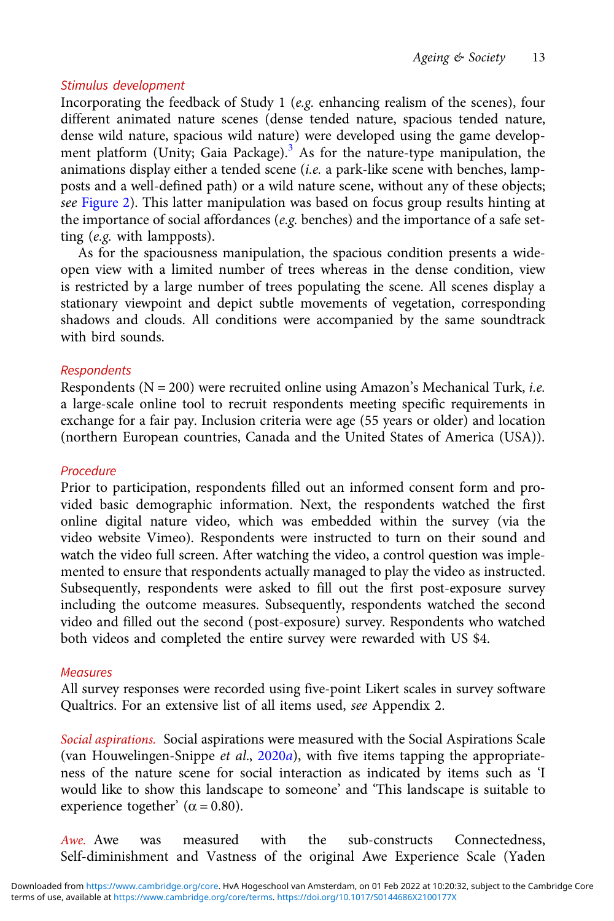### Stimulus development

Incorporating the feedback of Study 1 (*e.g.* enhancing realism of the scenes), four different animated nature scenes (dense tended nature, spacious tended nature, dense wild nature, spacious wild nature) were developed using the game development platform (Unity; Gaia Package).[3] As for the nature-type manipulation, the animations display either a tended scene (*i.e.* a park-like scene with benches, lampposts and a well-defined path) or a wild nature scene, without any of these objects; *see* Figure 2). This latter manipulation was based on focus group results hinting at the importance of social affordances (*e.g.* benches) and the importance of a safe setting (*e.g.* with lampposts).

As for the spaciousness manipulation, the spacious condition presents a wide-open view with a limited number of trees whereas in the dense condition, view is restricted by a large number of trees populating the scene. All scenes display a stationary viewpoint and depict subtle movements of vegetation, corresponding shadows and clouds. All conditions were accompanied by the same soundtrack with bird sounds.

### Respondents

Respondents (N = 200) were recruited online using Amazon's Mechanical Turk, *i.e.* a large-scale online tool to recruit respondents meeting specific requirements in exchange for a fair pay. Inclusion criteria were age (55 years or older) and location (northern European countries, Canada and the United States of America (USA)).

### Procedure

Prior to participation, respondents filled out an informed consent form and provided basic demographic information. Next, the respondents watched the first online digital nature video, which was embedded within the survey (via the video website Vimeo). Respondents were instructed to turn on their sound and watch the video full screen. After watching the video, a control question was implemented to ensure that respondents actually managed to play the video as instructed. Subsequently, respondents were asked to fill out the first post-exposure survey including the outcome measures. Subsequently, respondents watched the second video and filled out the second (post-exposure) survey. Respondents who watched both videos and completed the entire survey were rewarded with US $4.

### Measures

All survey responses were recorded using five-point Likert scales in survey software Qualtrics. For an extensive list of all items used, *see* Appendix 2.

*Social aspirations.* Social aspirations were measured with the Social Aspirations Scale (van Houwelingen-Snippe *et al.*, 2020*a*), with five items tapping the appropriateness of the nature scene for social interaction as indicated by items such as 'I would like to show this landscape to someone' and 'This landscape is suitable to experience together' ($\alpha = 0.80$).

*Awe.* Awe was measured with the sub-constructs Connectedness, Self-diminishment and Vastness of the original Awe Experience Scale (Yaden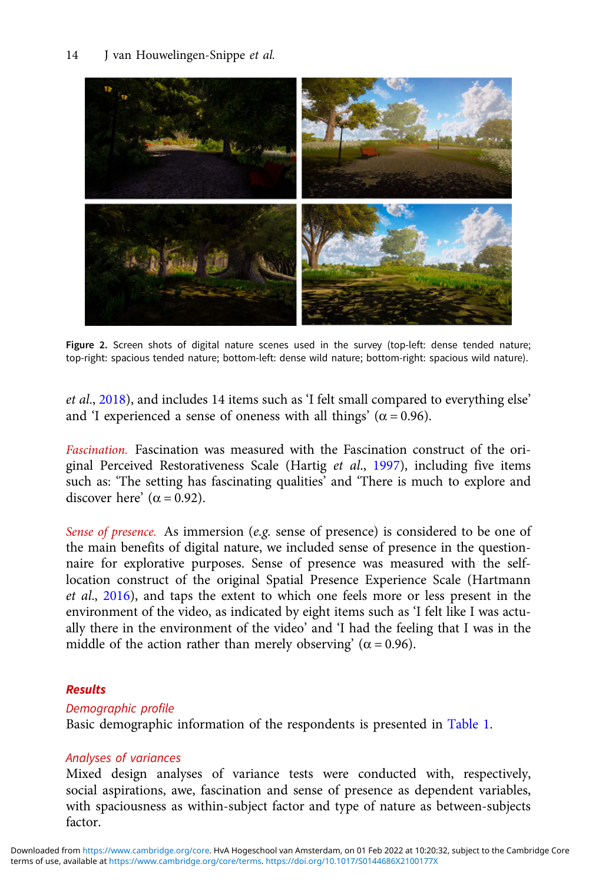Figure 2. Screen shots of digital nature scenes used in the survey (top-left: dense tended nature; top-right: spacious tended nature; bottom-left: dense wild nature; bottom-right: spacious wild nature).

*et al.*, 2018), and includes 14 items such as 'I felt small compared to everything else' and 'I experienced a sense of oneness with all things' ($\alpha = 0.96$).

*Fascination.* Fascination was measured with the Fascination construct of the original Perceived Restorativeness Scale (Hartig *et al.*, 1997), including five items such as: 'The setting has fascinating qualities' and 'There is much to explore and discover here' ($\alpha = 0.92$).

*Sense of presence.* As immersion (*e.g.* sense of presence) is considered to be one of the main benefits of digital nature, we included sense of presence in the questionnaire for explorative purposes. Sense of presence was measured with the self-location construct of the original Spatial Presence Experience Scale (Hartmann *et al.*, 2016), and taps the extent to which one feels more or less present in the environment of the video, as indicated by eight items such as 'I felt like I was actually there in the environment of the video' and 'I had the feeling that I was in the middle of the action rather than merely observing' ($\alpha = 0.96$).

## Results

### Demographic profile

Basic demographic information of the respondents is presented in Table 1.

### Analyses of variances

Mixed design analyses of variance tests were conducted with, respectively, social aspirations, awe, fascination and sense of presence as dependent variables, with spaciousness as within-subject factor and type of nature as between-subjects factor.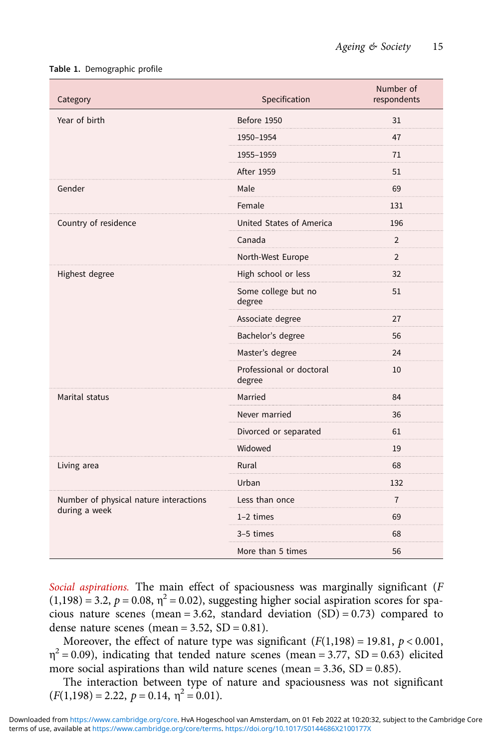**Table 1.** Demographic profile

| Category | Specification | Number of respondents |
| --- | --- | --- |
| Year of birth | Before 1950 | 31 |
| | 1950–1954 | 47 |
| | 1955–1959 | 71 |
| | After 1959 | 51 |
| Gender | Male | 69 |
| | Female | 131 |
| Country of residence | United States of America | 196 |
| | Canada | 2 |
| | North-West Europe | 2 |
| Highest degree | High school or less | 32 |
| | Some college but no degree | 51 |
| | Associate degree | 27 |
| | Bachelor's degree | 56 |
| | Master's degree | 24 |
| | Professional or doctoral degree | 10 |
| Marital status | Married | 84 |
| | Never married | 36 |
| | Divorced or separated | 61 |
| | Widowed | 19 |
| Living area | Rural | 68 |
| | Urban | 132 |
| Number of physical nature interactions during a week | Less than once | 7 |
| | 1–2 times | 69 |
| | 3–5 times | 68 |
| | More than 5 times | 56 |

*Social aspirations.* The main effect of spaciousness was marginally significant ($F(1,198) = 3.2$, $p = 0.08$, $\eta^2 = 0.02$), suggesting higher social aspiration scores for spacious nature scenes (mean = 3.62, standard deviation (SD) = 0.73) compared to dense nature scenes (mean = 3.52, SD = 0.81).

Moreover, the effect of nature type was significant ($F(1,198) = 19.81$, $p < 0.001$, $\eta^2 = 0.09$), indicating that tended nature scenes (mean = 3.77, SD = 0.63) elicited more social aspirations than wild nature scenes (mean = 3.36, SD = 0.85).

The interaction between type of nature and spaciousness was not significant ($F(1,198) = 2.22$, $p = 0.14$, $\eta^2 = 0.01$).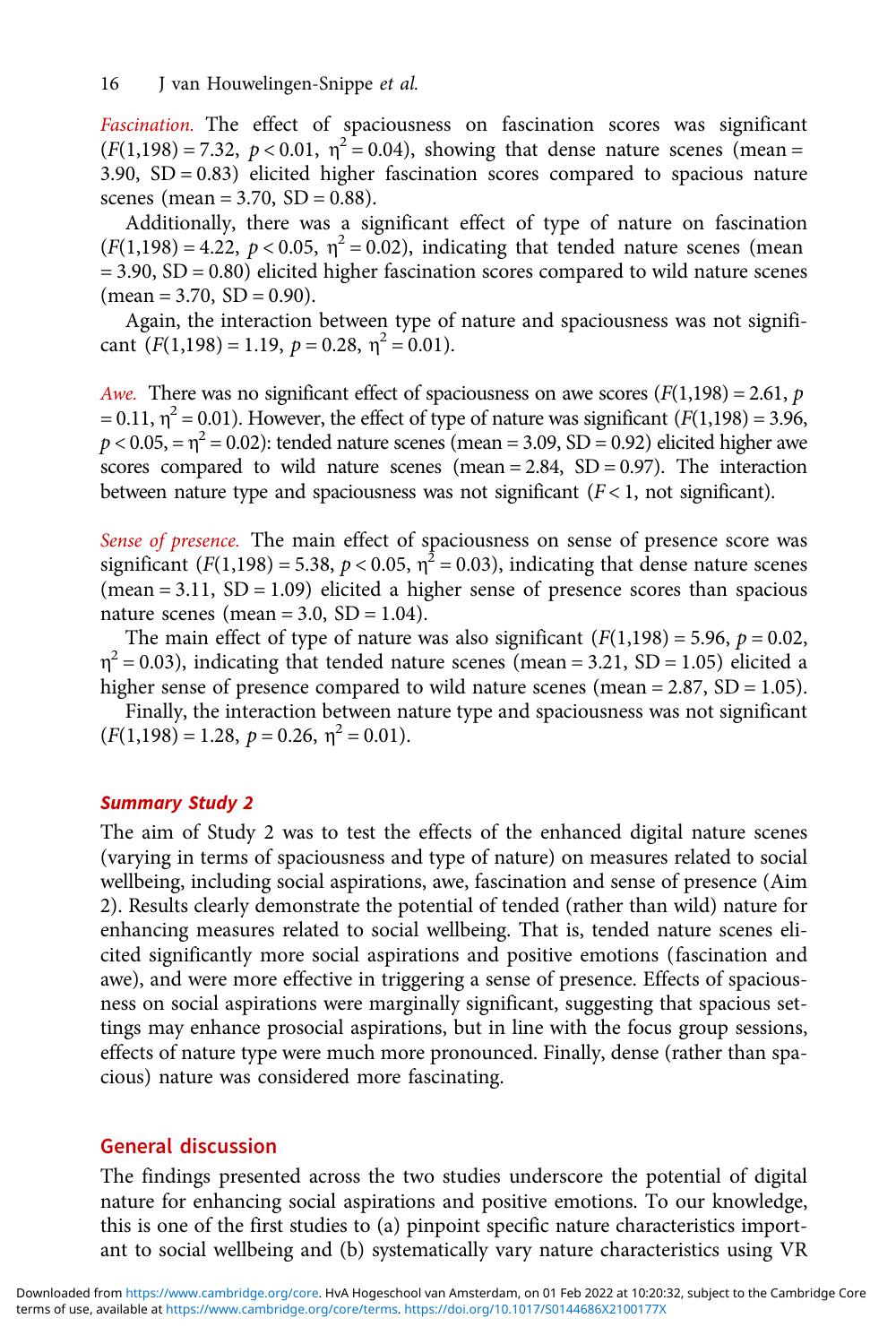*Fascination.* The effect of spaciousness on fascination scores was significant ($F(1,198) = 7.32$, $p < 0.01$, $\eta^2 = 0.04$), showing that dense nature scenes (mean = 3.90, SD = 0.83) elicited higher fascination scores compared to spacious nature scenes (mean = 3.70, SD = 0.88).

Additionally, there was a significant effect of type of nature on fascination ($F(1,198) = 4.22$, $p < 0.05$, $\eta^2 = 0.02$), indicating that tended nature scenes (mean = 3.90, SD = 0.80) elicited higher fascination scores compared to wild nature scenes (mean = 3.70, SD = 0.90).

Again, the interaction between type of nature and spaciousness was not significant ($F(1,198) = 1.19$, $p = 0.28$, $\eta^2 = 0.01$).

*Awe.* There was no significant effect of spaciousness on awe scores ($F(1,198) = 2.61$, $p = 0.11$, $\eta^2 = 0.01$). However, the effect of type of nature was significant ($F(1,198) = 3.96$, $p < 0.05$, $= \eta^2 = 0.02$): tended nature scenes (mean = 3.09, SD = 0.92) elicited higher awe scores compared to wild nature scenes (mean = 2.84, SD = 0.97). The interaction between nature type and spaciousness was not significant ($F < 1$, not significant).

*Sense of presence.* The main effect of spaciousness on sense of presence score was significant ($F(1,198) = 5.38$, $p < 0.05$, $\eta^2 = 0.03$), indicating that dense nature scenes (mean = 3.11, SD = 1.09) elicited a higher sense of presence scores than spacious nature scenes (mean = 3.0, SD = 1.04).

The main effect of type of nature was also significant ($F(1,198) = 5.96$, $p = 0.02$, $\eta^2 = 0.03$), indicating that tended nature scenes (mean = 3.21, SD = 1.05) elicited a higher sense of presence compared to wild nature scenes (mean = 2.87, SD = 1.05).

Finally, the interaction between nature type and spaciousness was not significant ($F(1,198) = 1.28$, $p = 0.26$, $\eta^2 = 0.01$).

### Summary Study 2

The aim of Study 2 was to test the effects of the enhanced digital nature scenes (varying in terms of spaciousness and type of nature) on measures related to social wellbeing, including social aspirations, awe, fascination and sense of presence (Aim 2). Results clearly demonstrate the potential of tended (rather than wild) nature for enhancing measures related to social wellbeing. That is, tended nature scenes elicited significantly more social aspirations and positive emotions (fascination and awe), and were more effective in triggering a sense of presence. Effects of spaciousness on social aspirations were marginally significant, suggesting that spacious settings may enhance prosocial aspirations, but in line with the focus group sessions, effects of nature type were much more pronounced. Finally, dense (rather than spacious) nature was considered more fascinating.

## General discussion

The findings presented across the two studies underscore the potential of digital nature for enhancing social aspirations and positive emotions. To our knowledge, this is one of the first studies to (a) pinpoint specific nature characteristics important to social wellbeing and (b) systematically vary nature characteristics using VR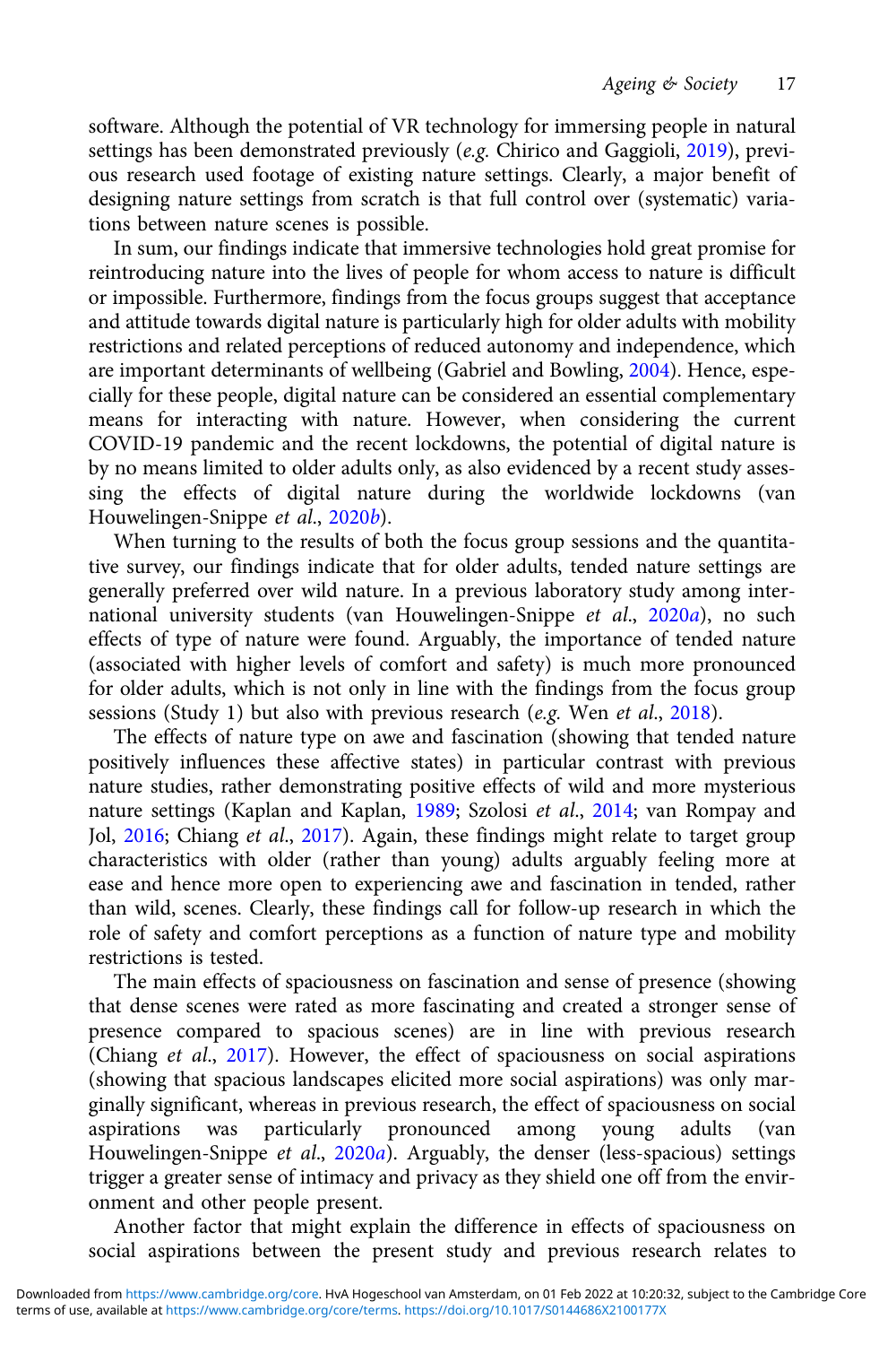software. Although the potential of VR technology for immersing people in natural settings has been demonstrated previously (*e.g.* Chirico and Gaggioli, 2019), previous research used footage of existing nature settings. Clearly, a major benefit of designing nature settings from scratch is that full control over (systematic) variations between nature scenes is possible.

In sum, our findings indicate that immersive technologies hold great promise for reintroducing nature into the lives of people for whom access to nature is difficult or impossible. Furthermore, findings from the focus groups suggest that acceptance and attitude towards digital nature is particularly high for older adults with mobility restrictions and related perceptions of reduced autonomy and independence, which are important determinants of wellbeing (Gabriel and Bowling, 2004). Hence, especially for these people, digital nature can be considered an essential complementary means for interacting with nature. However, when considering the current COVID-19 pandemic and the recent lockdowns, the potential of digital nature is by no means limited to older adults only, as also evidenced by a recent study assessing the effects of digital nature during the worldwide lockdowns (van Houwelingen-Snippe *et al.*, 2020*b*).

When turning to the results of both the focus group sessions and the quantitative survey, our findings indicate that for older adults, tended nature settings are generally preferred over wild nature. In a previous laboratory study among international university students (van Houwelingen-Snippe *et al.*, 2020*a*), no such effects of type of nature were found. Arguably, the importance of tended nature (associated with higher levels of comfort and safety) is much more pronounced for older adults, which is not only in line with the findings from the focus group sessions (Study 1) but also with previous research (*e.g.* Wen *et al.*, 2018).

The effects of nature type on awe and fascination (showing that tended nature positively influences these affective states) in particular contrast with previous nature studies, rather demonstrating positive effects of wild and more mysterious nature settings (Kaplan and Kaplan, 1989; Szolosi *et al.*, 2014; van Rompay and Jol, 2016; Chiang *et al.*, 2017). Again, these findings might relate to target group characteristics with older (rather than young) adults arguably feeling more at ease and hence more open to experiencing awe and fascination in tended, rather than wild, scenes. Clearly, these findings call for follow-up research in which the role of safety and comfort perceptions as a function of nature type and mobility restrictions is tested.

The main effects of spaciousness on fascination and sense of presence (showing that dense scenes were rated as more fascinating and created a stronger sense of presence compared to spacious scenes) are in line with previous research (Chiang *et al.*, 2017). However, the effect of spaciousness on social aspirations (showing that spacious landscapes elicited more social aspirations) was only marginally significant, whereas in previous research, the effect of spaciousness on social aspirations was particularly pronounced among young adults (van Houwelingen-Snippe *et al.*, 2020*a*). Arguably, the denser (less-spacious) settings trigger a greater sense of intimacy and privacy as they shield one off from the environment and other people present.

Another factor that might explain the difference in effects of spaciousness on social aspirations between the present study and previous research relates to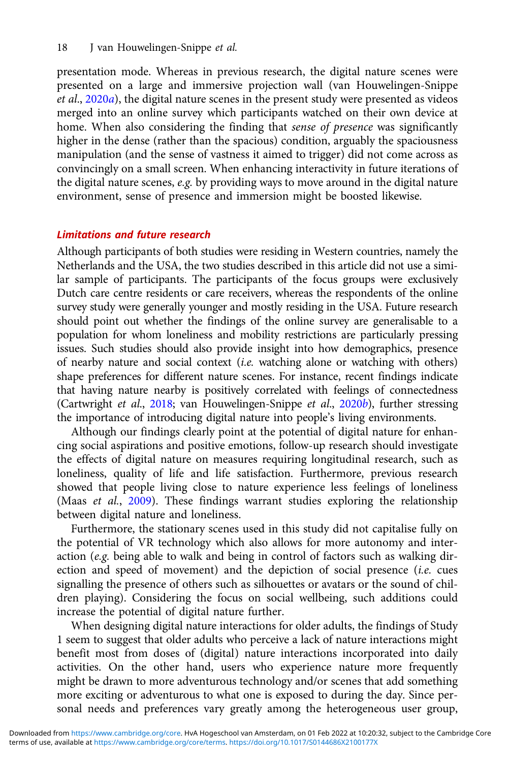presentation mode. Whereas in previous research, the digital nature scenes were presented on a large and immersive projection wall (van Houwelingen-Snippe *et al.*, 2020*a*), the digital nature scenes in the present study were presented as videos merged into an online survey which participants watched on their own device at home. When also considering the finding that *sense of presence* was significantly higher in the dense (rather than the spacious) condition, arguably the spaciousness manipulation (and the sense of vastness it aimed to trigger) did not come across as convincingly on a small screen. When enhancing interactivity in future iterations of the digital nature scenes, *e.g.* by providing ways to move around in the digital nature environment, sense of presence and immersion might be boosted likewise.

### Limitations and future research

Although participants of both studies were residing in Western countries, namely the Netherlands and the USA, the two studies described in this article did not use a similar sample of participants. The participants of the focus groups were exclusively Dutch care centre residents or care receivers, whereas the respondents of the online survey study were generally younger and mostly residing in the USA. Future research should point out whether the findings of the online survey are generalisable to a population for whom loneliness and mobility restrictions are particularly pressing issues. Such studies should also provide insight into how demographics, presence of nearby nature and social context (*i.e.* watching alone or watching with others) shape preferences for different nature scenes. For instance, recent findings indicate that having nature nearby is positively correlated with feelings of connectedness (Cartwright *et al.*, 2018; van Houwelingen-Snippe *et al.*, 2020*b*), further stressing the importance of introducing digital nature into people's living environments.

Although our findings clearly point at the potential of digital nature for enhancing social aspirations and positive emotions, follow-up research should investigate the effects of digital nature on measures requiring longitudinal research, such as loneliness, quality of life and life satisfaction. Furthermore, previous research showed that people living close to nature experience less feelings of loneliness (Maas *et al.*, 2009). These findings warrant studies exploring the relationship between digital nature and loneliness.

Furthermore, the stationary scenes used in this study did not capitalise fully on the potential of VR technology which also allows for more autonomy and interaction (*e.g.* being able to walk and being in control of factors such as walking direction and speed of movement) and the depiction of social presence (*i.e.* cues signalling the presence of others such as silhouettes or avatars or the sound of children playing). Considering the focus on social wellbeing, such additions could increase the potential of digital nature further.

When designing digital nature interactions for older adults, the findings of Study 1 seem to suggest that older adults who perceive a lack of nature interactions might benefit most from doses of (digital) nature interactions incorporated into daily activities. On the other hand, users who experience nature more frequently might be drawn to more adventurous technology and/or scenes that add something more exciting or adventurous to what one is exposed to during the day. Since personal needs and preferences vary greatly among the heterogeneous user group,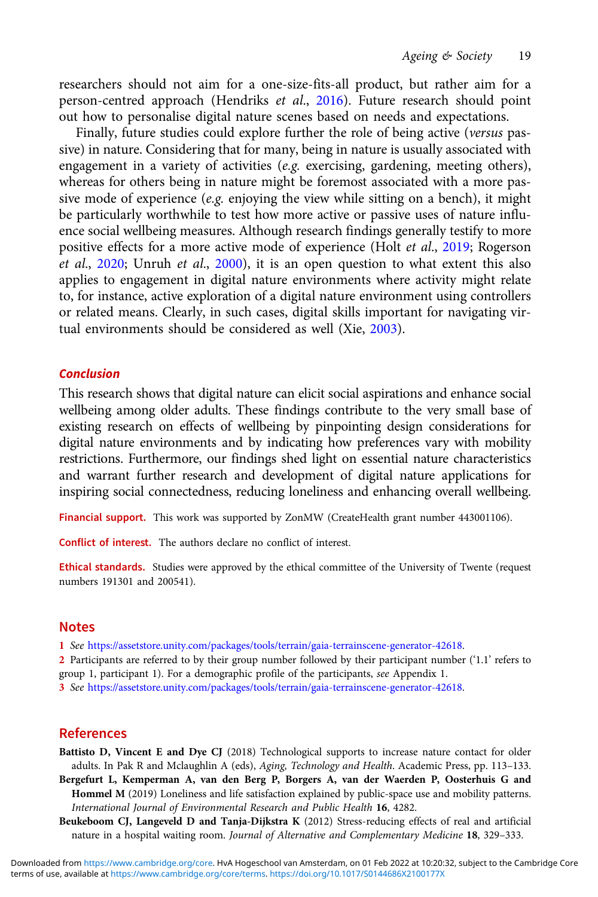researchers should not aim for a one-size-fits-all product, but rather aim for a person-centred approach (Hendriks *et al.*, 2016). Future research should point out how to personalise digital nature scenes based on needs and expectations.

Finally, future studies could explore further the role of being active (*versus* passive) in nature. Considering that for many, being in nature is usually associated with engagement in a variety of activities (*e.g.* exercising, gardening, meeting others), whereas for others being in nature might be foremost associated with a more passive mode of experience (*e.g.* enjoying the view while sitting on a bench), it might be particularly worthwhile to test how more active or passive uses of nature influence social wellbeing measures. Although research findings generally testify to more positive effects for a more active mode of experience (Holt *et al.*, 2019; Rogerson *et al.*, 2020; Unruh *et al.*, 2000), it is an open question to what extent this also applies to engagement in digital nature environments where activity might relate to, for instance, active exploration of a digital nature environment using controllers or related means. Clearly, in such cases, digital skills important for navigating virtual environments should be considered as well (Xie, 2003).

### Conclusion

This research shows that digital nature can elicit social aspirations and enhance social wellbeing among older adults. These findings contribute to the very small base of existing research on effects of wellbeing by pinpointing design considerations for digital nature environments and by indicating how preferences vary with mobility restrictions. Furthermore, our findings shed light on essential nature characteristics and warrant further research and development of digital nature applications for inspiring social connectedness, reducing loneliness and enhancing overall wellbeing.

**Financial support.** This work was supported by ZonMW (CreateHealth grant number 443001106).

**Conflict of interest.** The authors declare no conflict of interest.

**Ethical standards.** Studies were approved by the ethical committee of the University of Twente (request numbers 191301 and 200541).

## Notes

1 *See* https://assetstore.unity.com/packages/tools/terrain/gaia-terrainscene-generator-42618.

2 Participants are referred to by their group number followed by their participant number ('1.1' refers to group 1, participant 1). For a demographic profile of the participants, *see* Appendix 1.

3 *See* https://assetstore.unity.com/packages/tools/terrain/gaia-terrainscene-generator-42618.

## References

**Battisto D, Vincent E and Dye CJ** (2018) Technological supports to increase nature contact for older adults. In Pak R and Mclaughlin A (eds), *Aging, Technology and Health*. Academic Press, pp. 113–133.

**Bergefurt L, Kemperman A, van den Berg P, Borgers A, van der Waerden P, Oosterhuis G and Hommel M** (2019) Loneliness and life satisfaction explained by public-space use and mobility patterns. *International Journal of Environmental Research and Public Health* **16**, 4282.

**Beukeboom CJ, Langeveld D and Tanja-Dijkstra K** (2012) Stress-reducing effects of real and artificial nature in a hospital waiting room. *Journal of Alternative and Complementary Medicine* **18**, 329–333.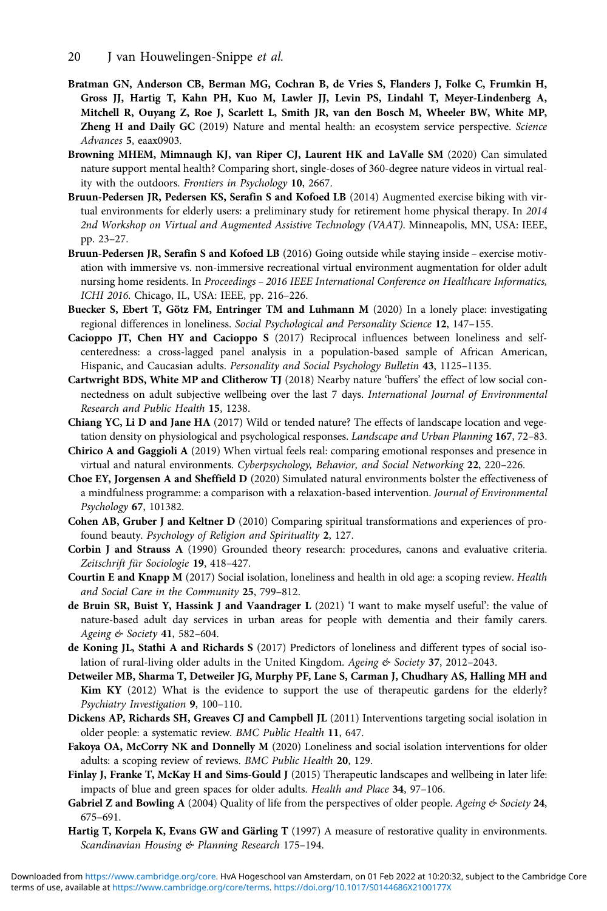**Bratman GN, Anderson CB, Berman MG, Cochran B, de Vries S, Flanders J, Folke C, Frumkin H, Gross JJ, Hartig T, Kahn PH, Kuo M, Lawler JJ, Levin PS, Lindahl T, Meyer-Lindenberg A, Mitchell R, Ouyang Z, Roe J, Scarlett L, Smith JR, van den Bosch M, Wheeler BW, White MP, Zheng H and Daily GC** (2019) Nature and mental health: an ecosystem service perspective. *Science Advances* **5**, eaax0903.

**Browning MHEM, Mimnaugh KJ, van Riper CJ, Laurent HK and LaValle SM** (2020) Can simulated nature support mental health? Comparing short, single-doses of 360-degree nature videos in virtual reality with the outdoors. *Frontiers in Psychology* **10**, 2667.

**Bruun-Pedersen JR, Pedersen KS, Serafin S and Kofoed LB** (2014) Augmented exercise biking with virtual environments for elderly users: a preliminary study for retirement home physical therapy. In *2014 2nd Workshop on Virtual and Augmented Assistive Technology (VAAT)*. Minneapolis, MN, USA: IEEE, pp. 23–27.

**Bruun-Pedersen JR, Serafin S and Kofoed LB** (2016) Going outside while staying inside – exercise motivation with immersive vs. non-immersive recreational virtual environment augmentation for older adult nursing home residents. In *Proceedings – 2016 IEEE International Conference on Healthcare Informatics, ICHI 2016*. Chicago, IL, USA: IEEE, pp. 216–226.

**Buecker S, Ebert T, Götz FM, Entringer TM and Luhmann M** (2020) In a lonely place: investigating regional differences in loneliness. *Social Psychological and Personality Science* **12**, 147–155.

**Cacioppo JT, Chen HY and Cacioppo S** (2017) Reciprocal influences between loneliness and self-centeredness: a cross-lagged panel analysis in a population-based sample of African American, Hispanic, and Caucasian adults. *Personality and Social Psychology Bulletin* **43**, 1125–1135.

**Cartwright BDS, White MP and Clitherow TJ** (2018) Nearby nature 'buffers' the effect of low social connectedness on adult subjective wellbeing over the last 7 days. *International Journal of Environmental Research and Public Health* **15**, 1238.

**Chiang YC, Li D and Jane HA** (2017) Wild or tended nature? The effects of landscape location and vegetation density on physiological and psychological responses. *Landscape and Urban Planning* **167**, 72–83.

**Chirico A and Gaggioli A** (2019) When virtual feels real: comparing emotional responses and presence in virtual and natural environments. *Cyberpsychology, Behavior, and Social Networking* **22**, 220–226.

**Choe EY, Jorgensen A and Sheffield D** (2020) Simulated natural environments bolster the effectiveness of a mindfulness programme: a comparison with a relaxation-based intervention. *Journal of Environmental Psychology* **67**, 101382.

**Cohen AB, Gruber J and Keltner D** (2010) Comparing spiritual transformations and experiences of profound beauty. *Psychology of Religion and Spirituality* **2**, 127.

**Corbin J and Strauss A** (1990) Grounded theory research: procedures, canons and evaluative criteria. *Zeitschrift für Sociologie* **19**, 418–427.

**Courtin E and Knapp M** (2017) Social isolation, loneliness and health in old age: a scoping review. *Health and Social Care in the Community* **25**, 799–812.

**de Bruin SR, Buist Y, Hassink J and Vaandrager L** (2021) 'I want to make myself useful': the value of nature-based adult day services in urban areas for people with dementia and their family carers. *Ageing & Society* **41**, 582–604.

**de Koning JL, Stathi A and Richards S** (2017) Predictors of loneliness and different types of social isolation of rural-living older adults in the United Kingdom. *Ageing & Society* **37**, 2012–2043.

**Detweiler MB, Sharma T, Detweiler JG, Murphy PF, Lane S, Carman J, Chudhary AS, Halling MH and Kim KY** (2012) What is the evidence to support the use of therapeutic gardens for the elderly? *Psychiatry Investigation* **9**, 100–110.

**Dickens AP, Richards SH, Greaves CJ and Campbell JL** (2011) Interventions targeting social isolation in older people: a systematic review. *BMC Public Health* **11**, 647.

**Fakoya OA, McCorry NK and Donnelly M** (2020) Loneliness and social isolation interventions for older adults: a scoping review of reviews. *BMC Public Health* **20**, 129.

**Finlay J, Franke T, McKay H and Sims-Gould J** (2015) Therapeutic landscapes and wellbeing in later life: impacts of blue and green spaces for older adults. *Health and Place* **34**, 97–106.

**Gabriel Z and Bowling A** (2004) Quality of life from the perspectives of older people. *Ageing & Society* **24**, 675–691.

**Hartig T, Korpela K, Evans GW and Gärling T** (1997) A measure of restorative quality in environments. *Scandinavian Housing & Planning Research* 175–194.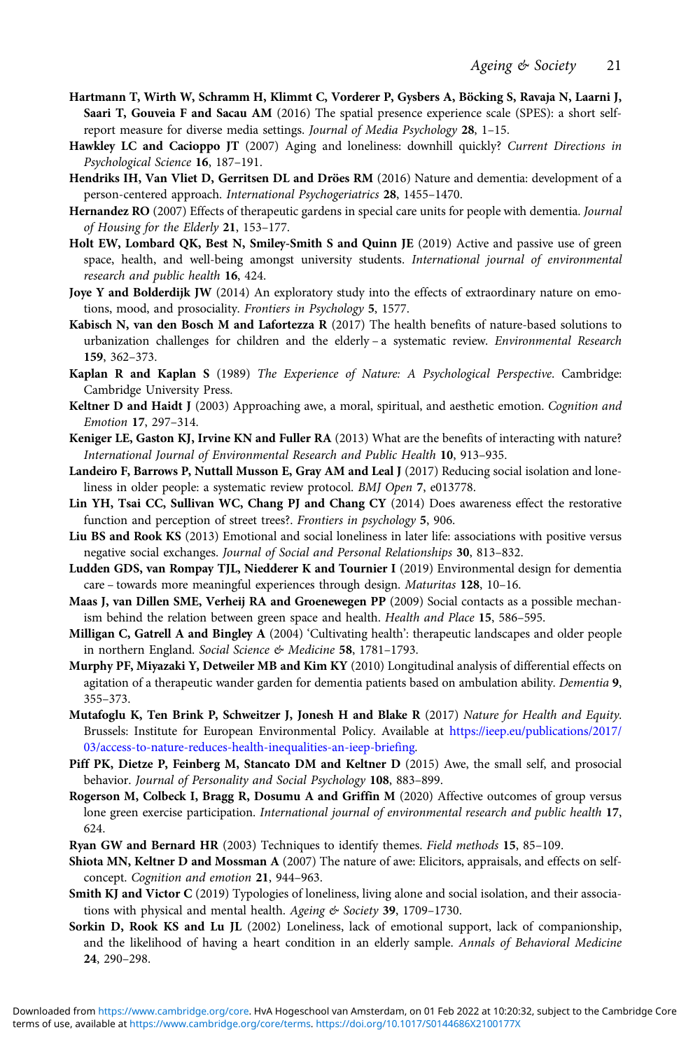**Hartmann T, Wirth W, Schramm H, Klimmt C, Vorderer P, Gysbers A, Böcking S, Ravaja N, Laarni J, Saari T, Gouveia F and Sacau AM** (2016) The spatial presence experience scale (SPES): a short self-report measure for diverse media settings. *Journal of Media Psychology* **28**, 1–15.

**Hawkley LC and Cacioppo JT** (2007) Aging and loneliness: downhill quickly? *Current Directions in Psychological Science* **16**, 187–191.

**Hendriks IH, Van Vliet D, Gerritsen DL and Dröes RM** (2016) Nature and dementia: development of a person-centered approach. *International Psychogeriatrics* **28**, 1455–1470.

**Hernandez RO** (2007) Effects of therapeutic gardens in special care units for people with dementia. *Journal of Housing for the Elderly* **21**, 153–177.

**Holt EW, Lombard QK, Best N, Smiley-Smith S and Quinn JE** (2019) Active and passive use of green space, health, and well-being amongst university students. *International journal of environmental research and public health* **16**, 424.

**Joye Y and Bolderdijk JW** (2014) An exploratory study into the effects of extraordinary nature on emotions, mood, and prosociality. *Frontiers in Psychology* **5**, 1577.

**Kabisch N, van den Bosch M and Lafortezza R** (2017) The health benefits of nature-based solutions to urbanization challenges for children and the elderly – a systematic review. *Environmental Research* **159**, 362–373.

**Kaplan R and Kaplan S** (1989) *The Experience of Nature: A Psychological Perspective*. Cambridge: Cambridge University Press.

**Keltner D and Haidt J** (2003) Approaching awe, a moral, spiritual, and aesthetic emotion. *Cognition and Emotion* **17**, 297–314.

**Keniger LE, Gaston KJ, Irvine KN and Fuller RA** (2013) What are the benefits of interacting with nature? *International Journal of Environmental Research and Public Health* **10**, 913–935.

**Landeiro F, Barrows P, Nuttall Musson E, Gray AM and Leal J** (2017) Reducing social isolation and loneliness in older people: a systematic review protocol. *BMJ Open* **7**, e013778.

**Lin YH, Tsai CC, Sullivan WC, Chang PJ and Chang CY** (2014) Does awareness effect the restorative function and perception of street trees?. *Frontiers in psychology* **5**, 906.

**Liu BS and Rook KS** (2013) Emotional and social loneliness in later life: associations with positive versus negative social exchanges. *Journal of Social and Personal Relationships* **30**, 813–832.

**Ludden GDS, van Rompay TJL, Niedderer K and Tournier I** (2019) Environmental design for dementia care – towards more meaningful experiences through design. *Maturitas* **128**, 10–16.

**Maas J, van Dillen SME, Verheij RA and Groenewegen PP** (2009) Social contacts as a possible mechanism behind the relation between green space and health. *Health and Place* **15**, 586–595.

**Milligan C, Gatrell A and Bingley A** (2004) 'Cultivating health': therapeutic landscapes and older people in northern England. *Social Science & Medicine* **58**, 1781–1793.

**Murphy PF, Miyazaki Y, Detweiler MB and Kim KY** (2010) Longitudinal analysis of differential effects on agitation of a therapeutic wander garden for dementia patients based on ambulation ability. *Dementia* **9**, 355–373.

**Mutafoglu K, Ten Brink P, Schweitzer J, Jonesh H and Blake R** (2017) *Nature for Health and Equity*. Brussels: Institute for European Environmental Policy. Available at https://ieep.eu/publications/2017/03/access-to-nature-reduces-health-inequalities-an-ieep-briefing.

**Piff PK, Dietze P, Feinberg M, Stancato DM and Keltner D** (2015) Awe, the small self, and prosocial behavior. *Journal of Personality and Social Psychology* **108**, 883–899.

**Rogerson M, Colbeck I, Bragg R, Dosumu A and Griffin M** (2020) Affective outcomes of group versus lone green exercise participation. *International journal of environmental research and public health* **17**, 624.

**Ryan GW and Bernard HR** (2003) Techniques to identify themes. *Field methods* **15**, 85–109.

**Shiota MN, Keltner D and Mossman A** (2007) The nature of awe: Elicitors, appraisals, and effects on self-concept. *Cognition and emotion* **21**, 944–963.

**Smith KJ and Victor C** (2019) Typologies of loneliness, living alone and social isolation, and their associations with physical and mental health. *Ageing & Society* **39**, 1709–1730.

**Sorkin D, Rook KS and Lu JL** (2002) Loneliness, lack of emotional support, lack of companionship, and the likelihood of having a heart condition in an elderly sample. *Annals of Behavioral Medicine* **24**, 290–298.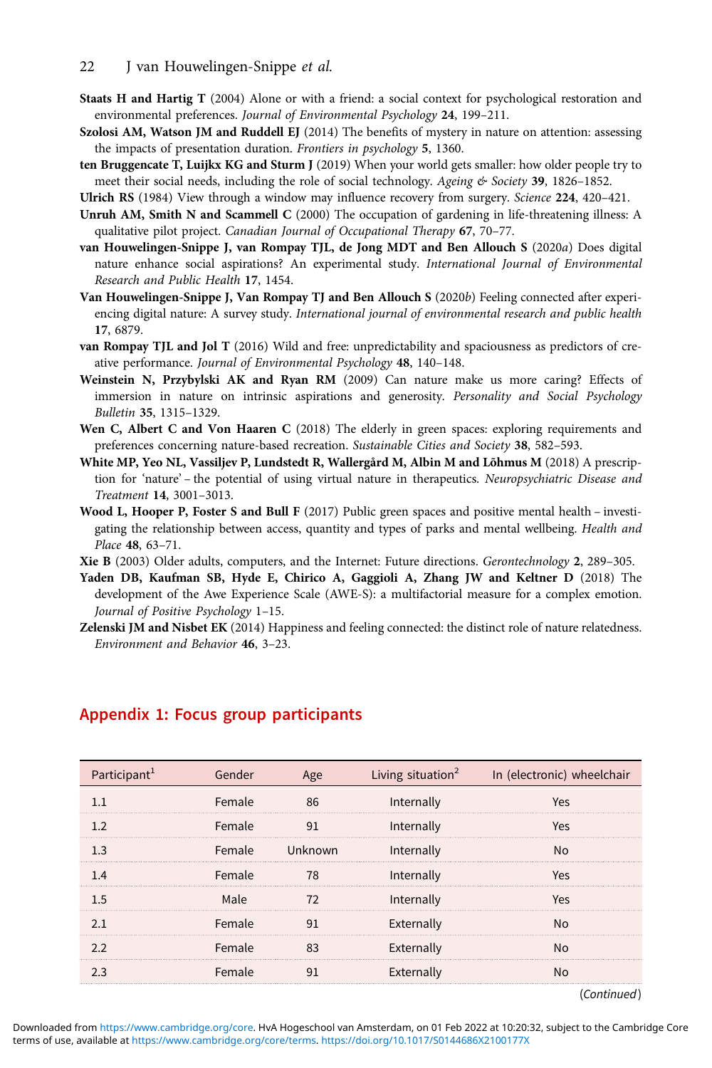**Staats H and Hartig T** (2004) Alone or with a friend: a social context for psychological restoration and environmental preferences. *Journal of Environmental Psychology* **24**, 199–211.

**Szolosi AM, Watson JM and Ruddell EJ** (2014) The benefits of mystery in nature on attention: assessing the impacts of presentation duration. *Frontiers in psychology* **5**, 1360.

**ten Bruggencate T, Luijkx KG and Sturm J** (2019) When your world gets smaller: how older people try to meet their social needs, including the role of social technology. *Ageing & Society* **39**, 1826–1852.

**Ulrich RS** (1984) View through a window may influence recovery from surgery. *Science* **224**, 420–421.

**Unruh AM, Smith N and Scammell C** (2000) The occupation of gardening in life-threatening illness: A qualitative pilot project. *Canadian Journal of Occupational Therapy* **67**, 70–77.

**van Houwelingen-Snippe J, van Rompay TJL, de Jong MDT and Ben Allouch S** (2020*a*) Does digital nature enhance social aspirations? An experimental study. *International Journal of Environmental Research and Public Health* **17**, 1454.

**Van Houwelingen-Snippe J, Van Rompay TJ and Ben Allouch S** (2020*b*) Feeling connected after experiencing digital nature: A survey study. *International journal of environmental research and public health* **17**, 6879.

**van Rompay TJL and Jol T** (2016) Wild and free: unpredictability and spaciousness as predictors of creative performance. *Journal of Environmental Psychology* **48**, 140–148.

**Weinstein N, Przybylski AK and Ryan RM** (2009) Can nature make us more caring? Effects of immersion in nature on intrinsic aspirations and generosity. *Personality and Social Psychology Bulletin* **35**, 1315–1329.

**Wen C, Albert C and Von Haaren C** (2018) The elderly in green spaces: exploring requirements and preferences concerning nature-based recreation. *Sustainable Cities and Society* **38**, 582–593.

**White MP, Yeo NL, Vassiljev P, Lundstedt R, Wallergård M, Albin M and Lõhmus M** (2018) A prescription for 'nature' – the potential of using virtual nature in therapeutics. *Neuropsychiatric Disease and Treatment* **14**, 3001–3013.

**Wood L, Hooper P, Foster S and Bull F** (2017) Public green spaces and positive mental health – investigating the relationship between access, quantity and types of parks and mental wellbeing. *Health and Place* **48**, 63–71.

**Xie B** (2003) Older adults, computers, and the Internet: Future directions. *Gerontechnology* **2**, 289–305.

**Yaden DB, Kaufman SB, Hyde E, Chirico A, Gaggioli A, Zhang JW and Keltner D** (2018) The development of the Awe Experience Scale (AWE-S): a multifactorial measure for a complex emotion. *Journal of Positive Psychology* 1–15.

**Zelenski JM and Nisbet EK** (2014) Happiness and feeling connected: the distinct role of nature relatedness. *Environment and Behavior* **46**, 3–23.

## Appendix 1: Focus group participants

| Participant[1] | Gender | Age | Living situation[2] | In (electronic) wheelchair |
|---|---|---|---|---|
| 1.1 | Female | 86 | Internally | Yes |
| 1.2 | Female | 91 | Internally | Yes |
| 1.3 | Female | Unknown | Internally | No |
| 1.4 | Female | 78 | Internally | Yes |
| 1.5 | Male | 72 | Internally | Yes |
| 2.1 | Female | 91 | Externally | No |
| 2.2 | Female | 83 | Externally | No |
| 2.3 | Female | 91 | Externally | No |

(*Continued*)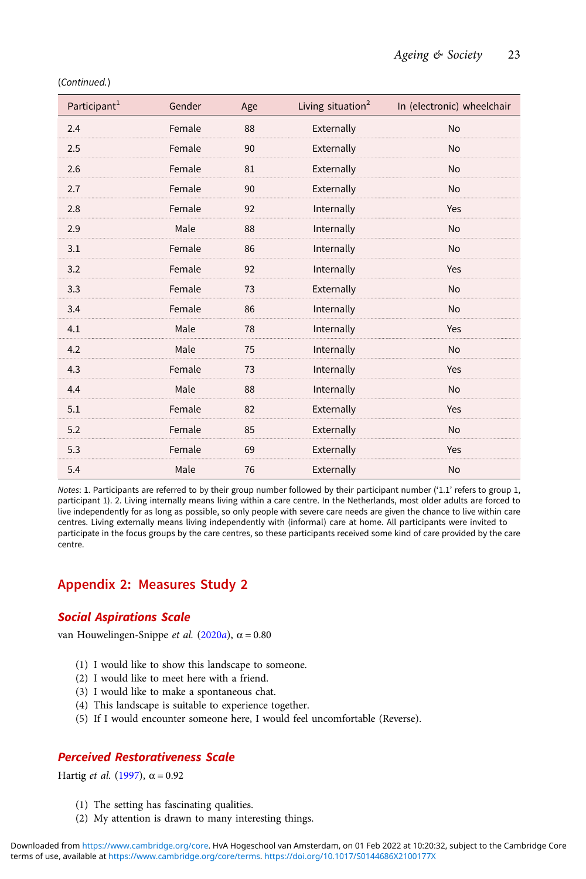(*Continued.*)

| Participant[1] | Gender | Age | Living situation[2] | In (electronic) wheelchair |
|---|---|---|---|---|
| 2.4 | Female | 88 | Externally | No |
| 2.5 | Female | 90 | Externally | No |
| 2.6 | Female | 81 | Externally | No |
| 2.7 | Female | 90 | Externally | No |
| 2.8 | Female | 92 | Internally | Yes |
| 2.9 | Male | 88 | Internally | No |
| 3.1 | Female | 86 | Internally | No |
| 3.2 | Female | 92 | Internally | Yes |
| 3.3 | Female | 73 | Externally | No |
| 3.4 | Female | 86 | Internally | No |
| 4.1 | Male | 78 | Internally | Yes |
| 4.2 | Male | 75 | Internally | No |
| 4.3 | Female | 73 | Internally | Yes |
| 4.4 | Male | 88 | Internally | No |
| 5.1 | Female | 82 | Externally | Yes |
| 5.2 | Female | 85 | Externally | No |
| 5.3 | Female | 69 | Externally | Yes |
| 5.4 | Male | 76 | Externally | No |

*Notes*: 1. Participants are referred to by their group number followed by their participant number ('1.1' refers to group 1, participant 1). 2. Living internally means living within a care centre. In the Netherlands, most older adults are forced to live independently for as long as possible, so only people with severe care needs are given the chance to live within care centres. Living externally means living independently with (informal) care at home. All participants were invited to participate in the focus groups by the care centres, so these participants received some kind of care provided by the care centre.

## Appendix 2: Measures Study 2

### *Social Aspirations Scale*

van Houwelingen-Snippe *et al.* (2020*a*), $\alpha = 0.80$

1. I would like to show this landscape to someone.
2. I would like to meet here with a friend.
3. I would like to make a spontaneous chat.
4. This landscape is suitable to experience together.
5. If I would encounter someone here, I would feel uncomfortable (Reverse).

### *Perceived Restorativeness Scale*

Hartig *et al.* (1997), $\alpha = 0.92$

1. The setting has fascinating qualities.
2. My attention is drawn to many interesting things.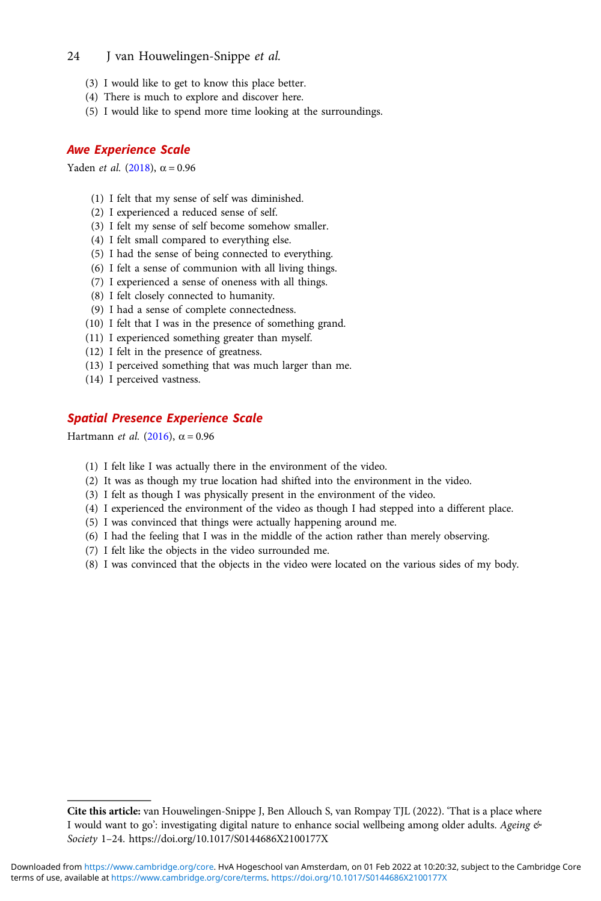(3) I would like to get to know this place better.
(4) There is much to explore and discover here.
(5) I would like to spend more time looking at the surroundings.

## Awe Experience Scale

Yaden *et al.* (2018), α = 0.96

(1) I felt that my sense of self was diminished.
(2) I experienced a reduced sense of self.
(3) I felt my sense of self become somehow smaller.
(4) I felt small compared to everything else.
(5) I had the sense of being connected to everything.
(6) I felt a sense of communion with all living things.
(7) I experienced a sense of oneness with all things.
(8) I felt closely connected to humanity.
(9) I had a sense of complete connectedness.
(10) I felt that I was in the presence of something grand.
(11) I experienced something greater than myself.
(12) I felt in the presence of greatness.
(13) I perceived something that was much larger than me.
(14) I perceived vastness.

## Spatial Presence Experience Scale

Hartmann *et al.* (2016), α = 0.96

(1) I felt like I was actually there in the environment of the video.
(2) It was as though my true location had shifted into the environment in the video.
(3) I felt as though I was physically present in the environment of the video.
(4) I experienced the environment of the video as though I had stepped into a different place.
(5) I was convinced that things were actually happening around me.
(6) I had the feeling that I was in the middle of the action rather than merely observing.
(7) I felt like the objects in the video surrounded me.
(8) I was convinced that the objects in the video were located on the various sides of my body.

---

**Cite this article:** van Houwelingen-Snippe J, Ben Allouch S, van Rompay TJL (2022). 'That is a place where I would want to go': investigating digital nature to enhance social wellbeing among older adults. *Ageing & Society* 1–24. https://doi.org/10.1017/S0144686X2100177X